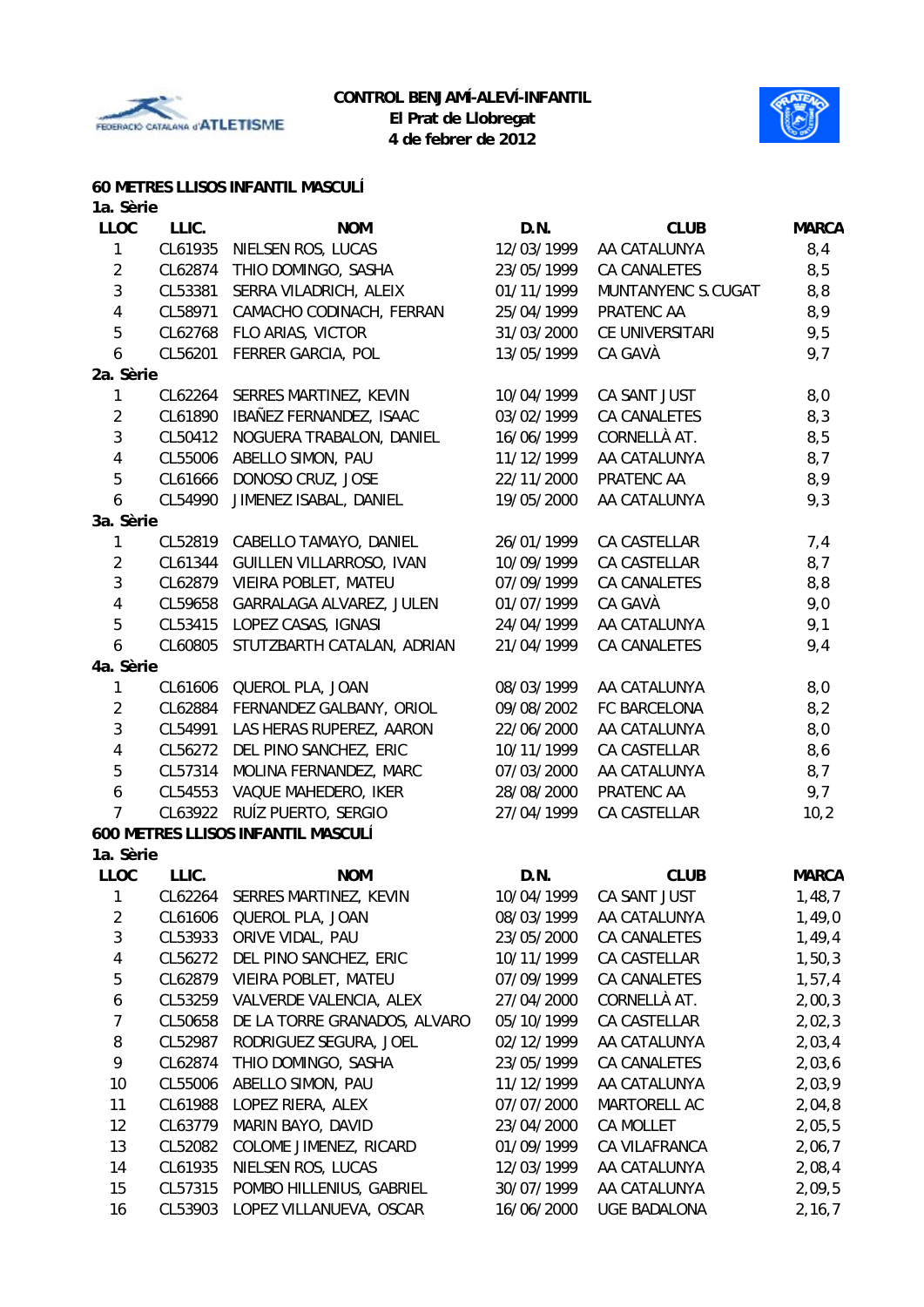**CONTROL BENJAMÍ-ALEVÍ-INFANTIL**
**El Prat de Llobregat**
**4 de febrer de 2012**

## 60 METRES LLISOS INFANTIL MASCULÍ

**1a. Sèrie**

| LLOC | LLIC. | NOM | D.N. | CLUB | MARCA |
|---|---|---|---|---|---|
| 1 | CL61935 | NIELSEN ROS, LUCAS | 12/03/1999 | AA CATALUNYA | 8,4 |
| 2 | CL62874 | THIO DOMINGO, SASHA | 23/05/1999 | CA CANALETES | 8,5 |
| 3 | CL53381 | SERRA VILADRICH, ALEIX | 01/11/1999 | MUNTANYENC S.CUGAT | 8,8 |
| 4 | CL58971 | CAMACHO CODINACH, FERRAN | 25/04/1999 | PRATENC AA | 8,9 |
| 5 | CL62768 | FLO ARIAS, VICTOR | 31/03/2000 | CE UNIVERSITARI | 9,5 |
| 6 | CL56201 | FERRER GARCIA, POL | 13/05/1999 | CA GAVÀ | 9,7 |

**2a. Sèrie**

| LLOC | LLIC. | NOM | D.N. | CLUB | MARCA |
|---|---|---|---|---|---|
| 1 | CL62264 | SERRES MARTINEZ, KEVIN | 10/04/1999 | CA SANT JUST | 8,0 |
| 2 | CL61890 | IBAÑEZ FERNANDEZ, ISAAC | 03/02/1999 | CA CANALETES | 8,3 |
| 3 | CL50412 | NOGUERA TRABALON, DANIEL | 16/06/1999 | CORNELLÀ AT. | 8,5 |
| 4 | CL55006 | ABELLO SIMON, PAU | 11/12/1999 | AA CATALUNYA | 8,7 |
| 5 | CL61666 | DONOSO CRUZ, JOSE | 22/11/2000 | PRATENC AA | 8,9 |
| 6 | CL54990 | JIMENEZ ISABAL, DANIEL | 19/05/2000 | AA CATALUNYA | 9,3 |

**3a. Sèrie**

| LLOC | LLIC. | NOM | D.N. | CLUB | MARCA |
|---|---|---|---|---|---|
| 1 | CL52819 | CABELLO TAMAYO, DANIEL | 26/01/1999 | CA CASTELLAR | 7,4 |
| 2 | CL61344 | GUILLEN VILLARROSO, IVAN | 10/09/1999 | CA CASTELLAR | 8,7 |
| 3 | CL62879 | VIEIRA POBLET, MATEU | 07/09/1999 | CA CANALETES | 8,8 |
| 4 | CL59658 | GARRALAGA ALVAREZ, JULEN | 01/07/1999 | CA GAVÀ | 9,0 |
| 5 | CL53415 | LOPEZ CASAS, IGNASI | 24/04/1999 | AA CATALUNYA | 9,1 |
| 6 | CL60805 | STUTZBARTH CATALAN, ADRIAN | 21/04/1999 | CA CANALETES | 9,4 |

**4a. Sèrie**

| LLOC | LLIC. | NOM | D.N. | CLUB | MARCA |
|---|---|---|---|---|---|
| 1 | CL61606 | QUEROL PLA, JOAN | 08/03/1999 | AA CATALUNYA | 8,0 |
| 2 | CL62884 | FERNANDEZ GALBANY, ORIOL | 09/08/2002 | FC BARCELONA | 8,2 |
| 3 | CL54991 | LAS HERAS RUPEREZ, AARON | 22/06/2000 | AA CATALUNYA | 8,0 |
| 4 | CL56272 | DEL PINO SANCHEZ, ERIC | 10/11/1999 | CA CASTELLAR | 8,6 |
| 5 | CL57314 | MOLINA FERNANDEZ, MARC | 07/03/2000 | AA CATALUNYA | 8,7 |
| 6 | CL54553 | VAQUE MAHEDERO, IKER | 28/08/2000 | PRATENC AA | 9,7 |
| 7 | CL63922 | RUÍZ PUERTO, SERGIO | 27/04/1999 | CA CASTELLAR | 10,2 |

## 600 METRES LLISOS INFANTIL MASCULÍ

**1a. Sèrie**

| LLOC | LLIC. | NOM | D.N. | CLUB | MARCA |
|---|---|---|---|---|---|
| 1 | CL62264 | SERRES MARTINEZ, KEVIN | 10/04/1999 | CA SANT JUST | 1,48,7 |
| 2 | CL61606 | QUEROL PLA, JOAN | 08/03/1999 | AA CATALUNYA | 1,49,0 |
| 3 | CL53933 | ORIVE VIDAL, PAU | 23/05/2000 | CA CANALETES | 1,49,4 |
| 4 | CL56272 | DEL PINO SANCHEZ, ERIC | 10/11/1999 | CA CASTELLAR | 1,50,3 |
| 5 | CL62879 | VIEIRA POBLET, MATEU | 07/09/1999 | CA CANALETES | 1,57,4 |
| 6 | CL53259 | VALVERDE VALENCIA, ALEX | 27/04/2000 | CORNELLÀ AT. | 2,00,3 |
| 7 | CL50658 | DE LA TORRE GRANADOS, ALVARO | 05/10/1999 | CA CASTELLAR | 2,02,3 |
| 8 | CL52987 | RODRIGUEZ SEGURA, JOEL | 02/12/1999 | AA CATALUNYA | 2,03,4 |
| 9 | CL62874 | THIO DOMINGO, SASHA | 23/05/1999 | CA CANALETES | 2,03,6 |
| 10 | CL55006 | ABELLO SIMON, PAU | 11/12/1999 | AA CATALUNYA | 2,03,9 |
| 11 | CL61988 | LOPEZ RIERA, ALEX | 07/07/2000 | MARTORELL AC | 2,04,8 |
| 12 | CL63779 | MARIN BAYO, DAVID | 23/04/2000 | CA MOLLET | 2,05,5 |
| 13 | CL52082 | COLOME JIMENEZ, RICARD | 01/09/1999 | CA VILAFRANCA | 2,06,7 |
| 14 | CL61935 | NIELSEN ROS, LUCAS | 12/03/1999 | AA CATALUNYA | 2,08,4 |
| 15 | CL57315 | POMBO HILLENIUS, GABRIEL | 30/07/1999 | AA CATALUNYA | 2,09,5 |
| 16 | CL53903 | LOPEZ VILLANUEVA, OSCAR | 16/06/2000 | UGE BADALONA | 2,16,7 |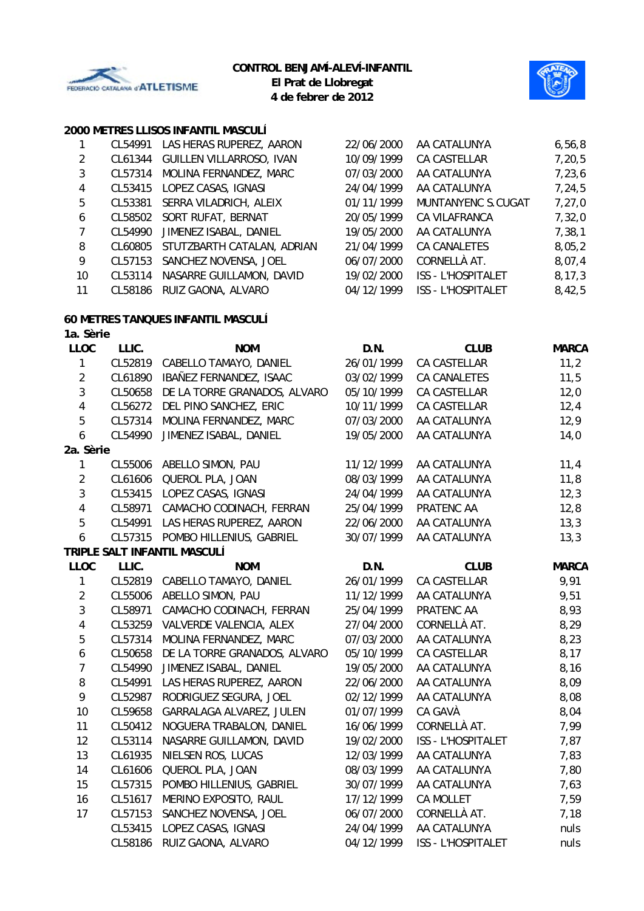**CONTROL BENJAMÍ-ALEVÍ-INFANTIL**
**El Prat de Llobregat**
**4 de febrer de 2012**

## 2000 METRES LLISOS INFANTIL MASCULÍ

| LLOC | LLIC. | NOM | D.N. | CLUB | MARCA |
|---|---|---|---|---|---|
| 1 | CL54991 | LAS HERAS RUPEREZ, AARON | 22/06/2000 | AA CATALUNYA | 6,56,8 |
| 2 | CL61344 | GUILLEN VILLARROSO, IVAN | 10/09/1999 | CA CASTELLAR | 7,20,5 |
| 3 | CL57314 | MOLINA FERNANDEZ, MARC | 07/03/2000 | AA CATALUNYA | 7,23,6 |
| 4 | CL53415 | LOPEZ CASAS, IGNASI | 24/04/1999 | AA CATALUNYA | 7,24,5 |
| 5 | CL53381 | SERRA VILADRICH, ALEIX | 01/11/1999 | MUNTANYENC S.CUGAT | 7,27,0 |
| 6 | CL58502 | SORT RUFAT, BERNAT | 20/05/1999 | CA VILAFRANCA | 7,32,0 |
| 7 | CL54990 | JIMENEZ ISABAL, DANIEL | 19/05/2000 | AA CATALUNYA | 7,38,1 |
| 8 | CL60805 | STUTZBARTH CATALAN, ADRIAN | 21/04/1999 | CA CANALETES | 8,05,2 |
| 9 | CL57153 | SANCHEZ NOVENSA, JOEL | 06/07/2000 | CORNELLÀ AT. | 8,07,4 |
| 10 | CL53114 | NASARRE GUILLAMON, DAVID | 19/02/2000 | ISS - L'HOSPITALET | 8,17,3 |
| 11 | CL58186 | RUIZ GAONA, ALVARO | 04/12/1999 | ISS - L'HOSPITALET | 8,42,5 |

## 60 METRES TANQUES INFANTIL MASCULÍ

**1a. Sèrie**

| LLOC | LLIC. | NOM | D.N. | CLUB | MARCA |
|---|---|---|---|---|---|
| 1 | CL52819 | CABELLO TAMAYO, DANIEL | 26/01/1999 | CA CASTELLAR | 11,2 |
| 2 | CL61890 | IBAÑEZ FERNANDEZ, ISAAC | 03/02/1999 | CA CANALETES | 11,5 |
| 3 | CL50658 | DE LA TORRE GRANADOS, ALVARO | 05/10/1999 | CA CASTELLAR | 12,0 |
| 4 | CL56272 | DEL PINO SANCHEZ, ERIC | 10/11/1999 | CA CASTELLAR | 12,4 |
| 5 | CL57314 | MOLINA FERNANDEZ, MARC | 07/03/2000 | AA CATALUNYA | 12,9 |
| 6 | CL54990 | JIMENEZ ISABAL, DANIEL | 19/05/2000 | AA CATALUNYA | 14,0 |

**2a. Sèrie**

| LLOC | LLIC. | NOM | D.N. | CLUB | MARCA |
|---|---|---|---|---|---|
| 1 | CL55006 | ABELLO SIMON, PAU | 11/12/1999 | AA CATALUNYA | 11,4 |
| 2 | CL61606 | QUEROL PLA, JOAN | 08/03/1999 | AA CATALUNYA | 11,8 |
| 3 | CL53415 | LOPEZ CASAS, IGNASI | 24/04/1999 | AA CATALUNYA | 12,3 |
| 4 | CL58971 | CAMACHO CODINACH, FERRAN | 25/04/1999 | PRATENC AA | 12,8 |
| 5 | CL54991 | LAS HERAS RUPEREZ, AARON | 22/06/2000 | AA CATALUNYA | 13,3 |
| 6 | CL57315 | POMBO HILLENIUS, GABRIEL | 30/07/1999 | AA CATALUNYA | 13,3 |

## TRIPLE SALT INFANTIL MASCULÍ

| LLOC | LLIC. | NOM | D.N. | CLUB | MARCA |
|---|---|---|---|---|---|
| 1 | CL52819 | CABELLO TAMAYO, DANIEL | 26/01/1999 | CA CASTELLAR | 9,91 |
| 2 | CL55006 | ABELLO SIMON, PAU | 11/12/1999 | AA CATALUNYA | 9,51 |
| 3 | CL58971 | CAMACHO CODINACH, FERRAN | 25/04/1999 | PRATENC AA | 8,93 |
| 4 | CL53259 | VALVERDE VALENCIA, ALEX | 27/04/2000 | CORNELLÀ AT. | 8,29 |
| 5 | CL57314 | MOLINA FERNANDEZ, MARC | 07/03/2000 | AA CATALUNYA | 8,23 |
| 6 | CL50658 | DE LA TORRE GRANADOS, ALVARO | 05/10/1999 | CA CASTELLAR | 8,17 |
| 7 | CL54990 | JIMENEZ ISABAL, DANIEL | 19/05/2000 | AA CATALUNYA | 8,16 |
| 8 | CL54991 | LAS HERAS RUPEREZ, AARON | 22/06/2000 | AA CATALUNYA | 8,09 |
| 9 | CL52987 | RODRIGUEZ SEGURA, JOEL | 02/12/1999 | AA CATALUNYA | 8,08 |
| 10 | CL59658 | GARRALAGA ALVAREZ, JULEN | 01/07/1999 | CA GAVÀ | 8,04 |
| 11 | CL50412 | NOGUERA TRABALON, DANIEL | 16/06/1999 | CORNELLÀ AT. | 7,99 |
| 12 | CL53114 | NASARRE GUILLAMON, DAVID | 19/02/2000 | ISS - L'HOSPITALET | 7,87 |
| 13 | CL61935 | NIELSEN ROS, LUCAS | 12/03/1999 | AA CATALUNYA | 7,83 |
| 14 | CL61606 | QUEROL PLA, JOAN | 08/03/1999 | AA CATALUNYA | 7,80 |
| 15 | CL57315 | POMBO HILLENIUS, GABRIEL | 30/07/1999 | AA CATALUNYA | 7,63 |
| 16 | CL51617 | MERINO EXPOSITO, RAUL | 17/12/1999 | CA MOLLET | 7,59 |
| 17 | CL57153 | SANCHEZ NOVENSA, JOEL | 06/07/2000 | CORNELLÀ AT. | 7,18 |
| | CL53415 | LOPEZ CASAS, IGNASI | 24/04/1999 | AA CATALUNYA | nuls |
| | CL58186 | RUIZ GAONA, ALVARO | 04/12/1999 | ISS - L'HOSPITALET | nuls |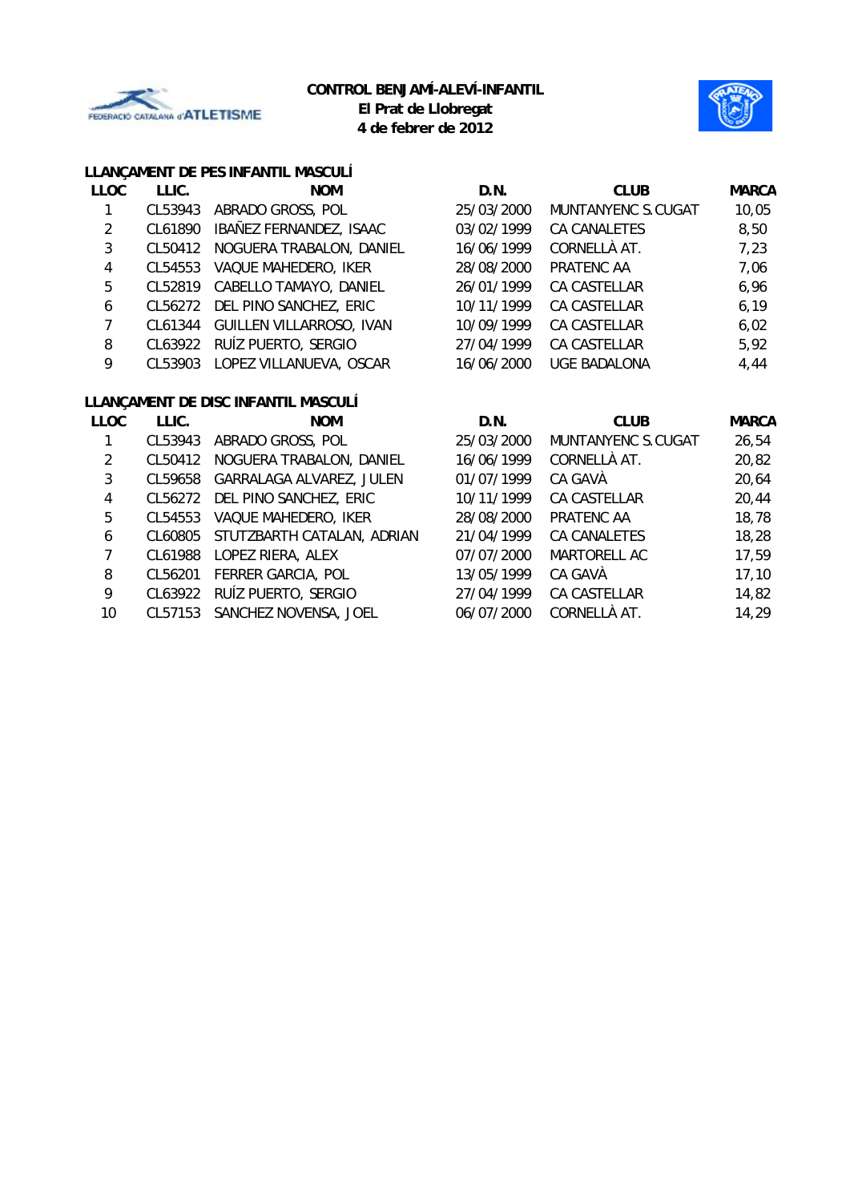**CONTROL BENJAMÍ-ALEVÍ-INFANTIL**
**El Prat de Llobregat**
**4 de febrer de 2012**

### LLANÇAMENT DE PES INFANTIL MASCULÍ

| LLOC | LLIC. | NOM | D.N. | CLUB | MARCA |
|---|---|---|---|---|---|
| 1 | CL53943 | ABRADO GROSS, POL | 25/03/2000 | MUNTANYENC S.CUGAT | 10,05 |
| 2 | CL61890 | IBAÑEZ FERNANDEZ, ISAAC | 03/02/1999 | CA CANALETES | 8,50 |
| 3 | CL50412 | NOGUERA TRABALON, DANIEL | 16/06/1999 | CORNELLÀ AT. | 7,23 |
| 4 | CL54553 | VAQUE MAHEDERO, IKER | 28/08/2000 | PRATENC AA | 7,06 |
| 5 | CL52819 | CABELLO TAMAYO, DANIEL | 26/01/1999 | CA CASTELLAR | 6,96 |
| 6 | CL56272 | DEL PINO SANCHEZ, ERIC | 10/11/1999 | CA CASTELLAR | 6,19 |
| 7 | CL61344 | GUILLEN VILLARROSO, IVAN | 10/09/1999 | CA CASTELLAR | 6,02 |
| 8 | CL63922 | RUÍZ PUERTO, SERGIO | 27/04/1999 | CA CASTELLAR | 5,92 |
| 9 | CL53903 | LOPEZ VILLANUEVA, OSCAR | 16/06/2000 | UGE BADALONA | 4,44 |

### LLANÇAMENT DE DISC INFANTIL MASCULÍ

| LLOC | LLIC. | NOM | D.N. | CLUB | MARCA |
|---|---|---|---|---|---|
| 1 | CL53943 | ABRADO GROSS, POL | 25/03/2000 | MUNTANYENC S.CUGAT | 26,54 |
| 2 | CL50412 | NOGUERA TRABALON, DANIEL | 16/06/1999 | CORNELLÀ AT. | 20,82 |
| 3 | CL59658 | GARRALAGA ALVAREZ, JULEN | 01/07/1999 | CA GAVÀ | 20,64 |
| 4 | CL56272 | DEL PINO SANCHEZ, ERIC | 10/11/1999 | CA CASTELLAR | 20,44 |
| 5 | CL54553 | VAQUE MAHEDERO, IKER | 28/08/2000 | PRATENC AA | 18,78 |
| 6 | CL60805 | STUTZBARTH CATALAN, ADRIAN | 21/04/1999 | CA CANALETES | 18,28 |
| 7 | CL61988 | LOPEZ RIERA, ALEX | 07/07/2000 | MARTORELL AC | 17,59 |
| 8 | CL56201 | FERRER GARCIA, POL | 13/05/1999 | CA GAVÀ | 17,10 |
| 9 | CL63922 | RUÍZ PUERTO, SERGIO | 27/04/1999 | CA CASTELLAR | 14,82 |
| 10 | CL57153 | SANCHEZ NOVENSA, JOEL | 06/07/2000 | CORNELLÀ AT. | 14,29 |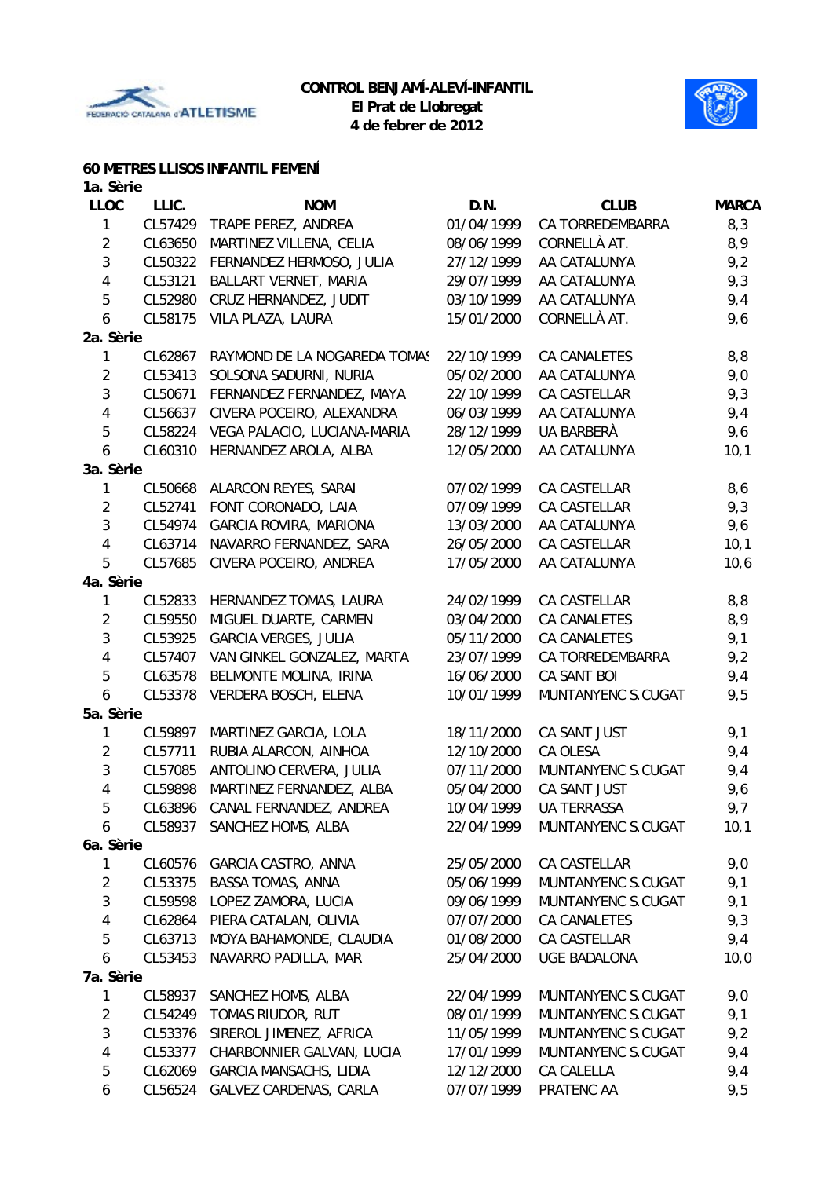**CONTROL BENJAMÍ-ALEVÍ-INFANTIL**
**El Prat de Llobregat**
**4 de febrer de 2012**

## 60 METRES LLISOS INFANTIL FEMENÍ

**1a. Sèrie**

| LLOC | LLIC. | NOM | D.N. | CLUB | MARCA |
|---|---|---|---|---|---|
| 1 | CL57429 | TRAPE PEREZ, ANDREA | 01/04/1999 | CA TORREDEMBARRA | 8,3 |
| 2 | CL63650 | MARTINEZ VILLENA, CELIA | 08/06/1999 | CORNELLÀ AT. | 8,9 |
| 3 | CL50322 | FERNANDEZ HERMOSO, JULIA | 27/12/1999 | AA CATALUNYA | 9,2 |
| 4 | CL53121 | BALLART VERNET, MARIA | 29/07/1999 | AA CATALUNYA | 9,3 |
| 5 | CL52980 | CRUZ HERNANDEZ, JUDIT | 03/10/1999 | AA CATALUNYA | 9,4 |
| 6 | CL58175 | VILA PLAZA, LAURA | 15/01/2000 | CORNELLÀ AT. | 9,6 |

**2a. Sèrie**

| LLOC | LLIC. | NOM | D.N. | CLUB | MARCA |
|---|---|---|---|---|---|
| 1 | CL62867 | RAYMOND DE LA NOGAREDA TOMAS | 22/10/1999 | CA CANALETES | 8,8 |
| 2 | CL53413 | SOLSONA SADURNI, NURIA | 05/02/2000 | AA CATALUNYA | 9,0 |
| 3 | CL50671 | FERNANDEZ FERNANDEZ, MAYA | 22/10/1999 | CA CASTELLAR | 9,3 |
| 4 | CL56637 | CIVERA POCEIRO, ALEXANDRA | 06/03/1999 | AA CATALUNYA | 9,4 |
| 5 | CL58224 | VEGA PALACIO, LUCIANA-MARIA | 28/12/1999 | UA BARBERÀ | 9,6 |
| 6 | CL60310 | HERNANDEZ AROLA, ALBA | 12/05/2000 | AA CATALUNYA | 10,1 |

**3a. Sèrie**

| LLOC | LLIC. | NOM | D.N. | CLUB | MARCA |
|---|---|---|---|---|---|
| 1 | CL50668 | ALARCON REYES, SARAI | 07/02/1999 | CA CASTELLAR | 8,6 |
| 2 | CL52741 | FONT CORONADO, LAIA | 07/09/1999 | CA CASTELLAR | 9,3 |
| 3 | CL54974 | GARCIA ROVIRA, MARIONA | 13/03/2000 | AA CATALUNYA | 9,6 |
| 4 | CL63714 | NAVARRO FERNANDEZ, SARA | 26/05/2000 | CA CASTELLAR | 10,1 |
| 5 | CL57685 | CIVERA POCEIRO, ANDREA | 17/05/2000 | AA CATALUNYA | 10,6 |

**4a. Sèrie**

| LLOC | LLIC. | NOM | D.N. | CLUB | MARCA |
|---|---|---|---|---|---|
| 1 | CL52833 | HERNANDEZ TOMAS, LAURA | 24/02/1999 | CA CASTELLAR | 8,8 |
| 2 | CL59550 | MIGUEL DUARTE, CARMEN | 03/04/2000 | CA CANALETES | 8,9 |
| 3 | CL53925 | GARCIA VERGES, JULIA | 05/11/2000 | CA CANALETES | 9,1 |
| 4 | CL57407 | VAN GINKEL GONZALEZ, MARTA | 23/07/1999 | CA TORREDEMBARRA | 9,2 |
| 5 | CL63578 | BELMONTE MOLINA, IRINA | 16/06/2000 | CA SANT BOI | 9,4 |
| 6 | CL53378 | VERDERA BOSCH, ELENA | 10/01/1999 | MUNTANYENC S.CUGAT | 9,5 |

**5a. Sèrie**

| LLOC | LLIC. | NOM | D.N. | CLUB | MARCA |
|---|---|---|---|---|---|
| 1 | CL59897 | MARTINEZ GARCIA, LOLA | 18/11/2000 | CA SANT JUST | 9,1 |
| 2 | CL57711 | RUBIA ALARCON, AINHOA | 12/10/2000 | CA OLESA | 9,4 |
| 3 | CL57085 | ANTOLINO CERVERA, JULIA | 07/11/2000 | MUNTANYENC S.CUGAT | 9,4 |
| 4 | CL59898 | MARTINEZ FERNANDEZ, ALBA | 05/04/2000 | CA SANT JUST | 9,6 |
| 5 | CL63896 | CANAL FERNANDEZ, ANDREA | 10/04/1999 | UA TERRASSA | 9,7 |
| 6 | CL58937 | SANCHEZ HOMS, ALBA | 22/04/1999 | MUNTANYENC S.CUGAT | 10,1 |

**6a. Sèrie**

| LLOC | LLIC. | NOM | D.N. | CLUB | MARCA |
|---|---|---|---|---|---|
| 1 | CL60576 | GARCIA CASTRO, ANNA | 25/05/2000 | CA CASTELLAR | 9,0 |
| 2 | CL53375 | BASSA TOMAS, ANNA | 05/06/1999 | MUNTANYENC S.CUGAT | 9,1 |
| 3 | CL59598 | LOPEZ ZAMORA, LUCIA | 09/06/1999 | MUNTANYENC S.CUGAT | 9,1 |
| 4 | CL62864 | PIERA CATALAN, OLIVIA | 07/07/2000 | CA CANALETES | 9,3 |
| 5 | CL63713 | MOYA BAHAMONDE, CLAUDIA | 01/08/2000 | CA CASTELLAR | 9,4 |
| 6 | CL53453 | NAVARRO PADILLA, MAR | 25/04/2000 | UGE BADALONA | 10,0 |

**7a. Sèrie**

| LLOC | LLIC. | NOM | D.N. | CLUB | MARCA |
|---|---|---|---|---|---|
| 1 | CL58937 | SANCHEZ HOMS, ALBA | 22/04/1999 | MUNTANYENC S.CUGAT | 9,0 |
| 2 | CL54249 | TOMAS RIUDOR, RUT | 08/01/1999 | MUNTANYENC S.CUGAT | 9,1 |
| 3 | CL53376 | SIREROL JIMENEZ, AFRICA | 11/05/1999 | MUNTANYENC S.CUGAT | 9,2 |
| 4 | CL53377 | CHARBONNIER GALVAN, LUCIA | 17/01/1999 | MUNTANYENC S.CUGAT | 9,4 |
| 5 | CL62069 | GARCIA MANSACHS, LIDIA | 12/12/2000 | CA CALELLA | 9,4 |
| 6 | CL56524 | GALVEZ CARDENAS, CARLA | 07/07/1999 | PRATENC AA | 9,5 |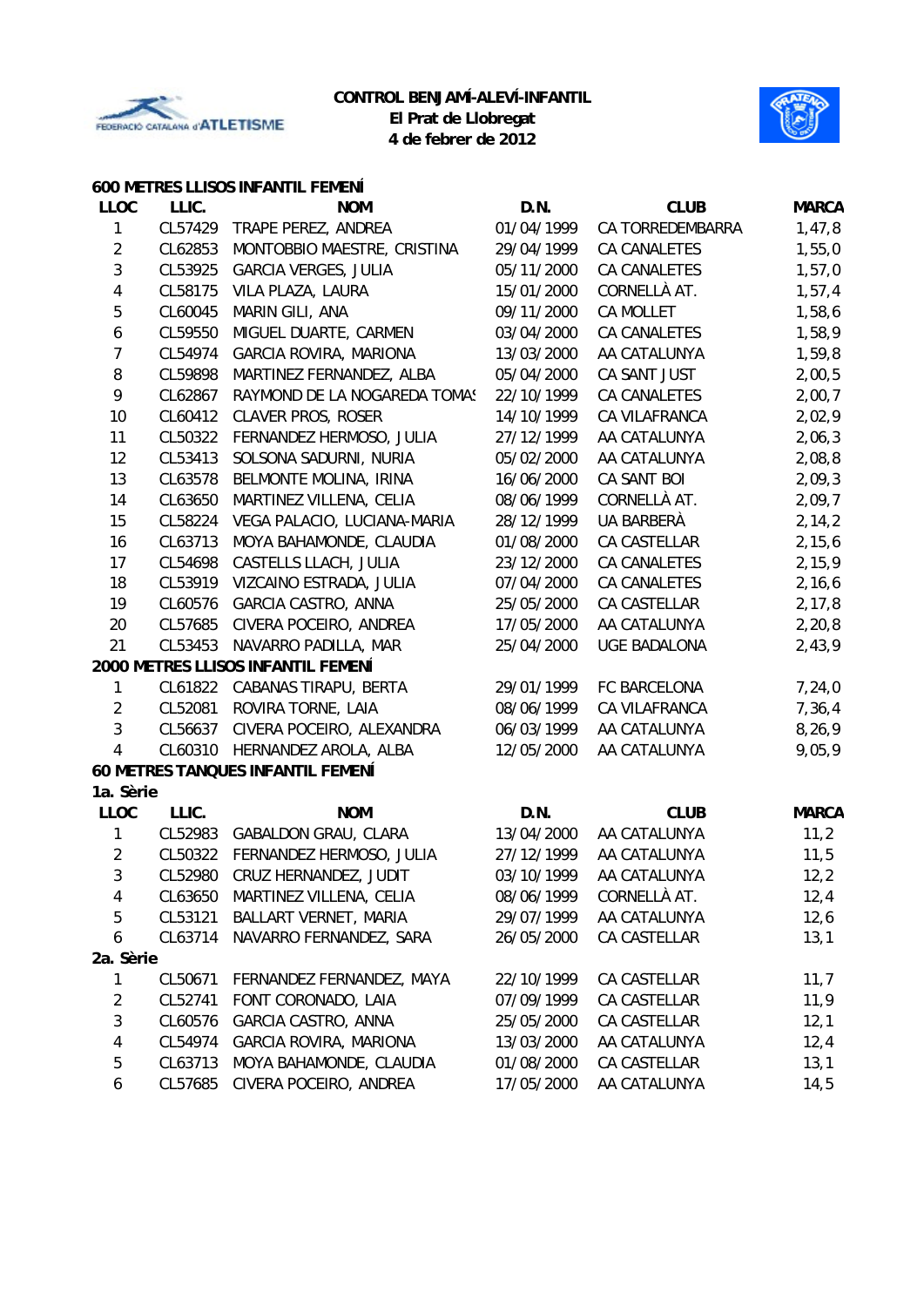**CONTROL BENJAMÍ-ALEVÍ-INFANTIL**
**El Prat de Llobregat**
**4 de febrer de 2012**

### 600 METRES LLISOS INFANTIL FEMENÍ

| LLOC | LLIC. | NOM | D.N. | CLUB | MARCA |
|---|---|---|---|---|---|
| 1 | CL57429 | TRAPE PEREZ, ANDREA | 01/04/1999 | CA TORREDEMBARRA | 1,47,8 |
| 2 | CL62853 | MONTOBBIO MAESTRE, CRISTINA | 29/04/1999 | CA CANALETES | 1,55,0 |
| 3 | CL53925 | GARCIA VERGES, JULIA | 05/11/2000 | CA CANALETES | 1,57,0 |
| 4 | CL58175 | VILA PLAZA, LAURA | 15/01/2000 | CORNELLÀ AT. | 1,57,4 |
| 5 | CL60045 | MARIN GILI, ANA | 09/11/2000 | CA MOLLET | 1,58,6 |
| 6 | CL59550 | MIGUEL DUARTE, CARMEN | 03/04/2000 | CA CANALETES | 1,58,9 |
| 7 | CL54974 | GARCIA ROVIRA, MARIONA | 13/03/2000 | AA CATALUNYA | 1,59,8 |
| 8 | CL59898 | MARTINEZ FERNANDEZ, ALBA | 05/04/2000 | CA SANT JUST | 2,00,5 |
| 9 | CL62867 | RAYMOND DE LA NOGAREDA TOMAS | 22/10/1999 | CA CANALETES | 2,00,7 |
| 10 | CL60412 | CLAVER PROS, ROSER | 14/10/1999 | CA VILAFRANCA | 2,02,9 |
| 11 | CL50322 | FERNANDEZ HERMOSO, JULIA | 27/12/1999 | AA CATALUNYA | 2,06,3 |
| 12 | CL53413 | SOLSONA SADURNI, NURIA | 05/02/2000 | AA CATALUNYA | 2,08,8 |
| 13 | CL63578 | BELMONTE MOLINA, IRINA | 16/06/2000 | CA SANT BOI | 2,09,3 |
| 14 | CL63650 | MARTINEZ VILLENA, CELIA | 08/06/1999 | CORNELLÀ AT. | 2,09,7 |
| 15 | CL58224 | VEGA PALACIO, LUCIANA-MARIA | 28/12/1999 | UA BARBERÀ | 2,14,2 |
| 16 | CL63713 | MOYA BAHAMONDE, CLAUDIA | 01/08/2000 | CA CASTELLAR | 2,15,6 |
| 17 | CL54698 | CASTELLS LLACH, JULIA | 23/12/2000 | CA CANALETES | 2,15,9 |
| 18 | CL53919 | VIZCAINO ESTRADA, JULIA | 07/04/2000 | CA CANALETES | 2,16,6 |
| 19 | CL60576 | GARCIA CASTRO, ANNA | 25/05/2000 | CA CASTELLAR | 2,17,8 |
| 20 | CL57685 | CIVERA POCEIRO, ANDREA | 17/05/2000 | AA CATALUNYA | 2,20,8 |
| 21 | CL53453 | NAVARRO PADILLA, MAR | 25/04/2000 | UGE BADALONA | 2,43,9 |

### 2000 METRES LLISOS INFANTIL FEMENÍ

| LLOC | LLIC. | NOM | D.N. | CLUB | MARCA |
|---|---|---|---|---|---|
| 1 | CL61822 | CABANAS TIRAPU, BERTA | 29/01/1999 | FC BARCELONA | 7,24,0 |
| 2 | CL52081 | ROVIRA TORNE, LAIA | 08/06/1999 | CA VILAFRANCA | 7,36,4 |
| 3 | CL56637 | CIVERA POCEIRO, ALEXANDRA | 06/03/1999 | AA CATALUNYA | 8,26,9 |
| 4 | CL60310 | HERNANDEZ AROLA, ALBA | 12/05/2000 | AA CATALUNYA | 9,05,9 |

### 60 METRES TANQUES INFANTIL FEMENÍ

**1a. Sèrie**

| LLOC | LLIC. | NOM | D.N. | CLUB | MARCA |
|---|---|---|---|---|---|
| 1 | CL52983 | GABALDON GRAU, CLARA | 13/04/2000 | AA CATALUNYA | 11,2 |
| 2 | CL50322 | FERNANDEZ HERMOSO, JULIA | 27/12/1999 | AA CATALUNYA | 11,5 |
| 3 | CL52980 | CRUZ HERNANDEZ, JUDIT | 03/10/1999 | AA CATALUNYA | 12,2 |
| 4 | CL63650 | MARTINEZ VILLENA, CELIA | 08/06/1999 | CORNELLÀ AT. | 12,4 |
| 5 | CL53121 | BALLART VERNET, MARIA | 29/07/1999 | AA CATALUNYA | 12,6 |
| 6 | CL63714 | NAVARRO FERNANDEZ, SARA | 26/05/2000 | CA CASTELLAR | 13,1 |

**2a. Sèrie**

| LLOC | LLIC. | NOM | D.N. | CLUB | MARCA |
|---|---|---|---|---|---|
| 1 | CL50671 | FERNANDEZ FERNANDEZ, MAYA | 22/10/1999 | CA CASTELLAR | 11,7 |
| 2 | CL52741 | FONT CORONADO, LAIA | 07/09/1999 | CA CASTELLAR | 11,9 |
| 3 | CL60576 | GARCIA CASTRO, ANNA | 25/05/2000 | CA CASTELLAR | 12,1 |
| 4 | CL54974 | GARCIA ROVIRA, MARIONA | 13/03/2000 | AA CATALUNYA | 12,4 |
| 5 | CL63713 | MOYA BAHAMONDE, CLAUDIA | 01/08/2000 | CA CASTELLAR | 13,1 |
| 6 | CL57685 | CIVERA POCEIRO, ANDREA | 17/05/2000 | AA CATALUNYA | 14,5 |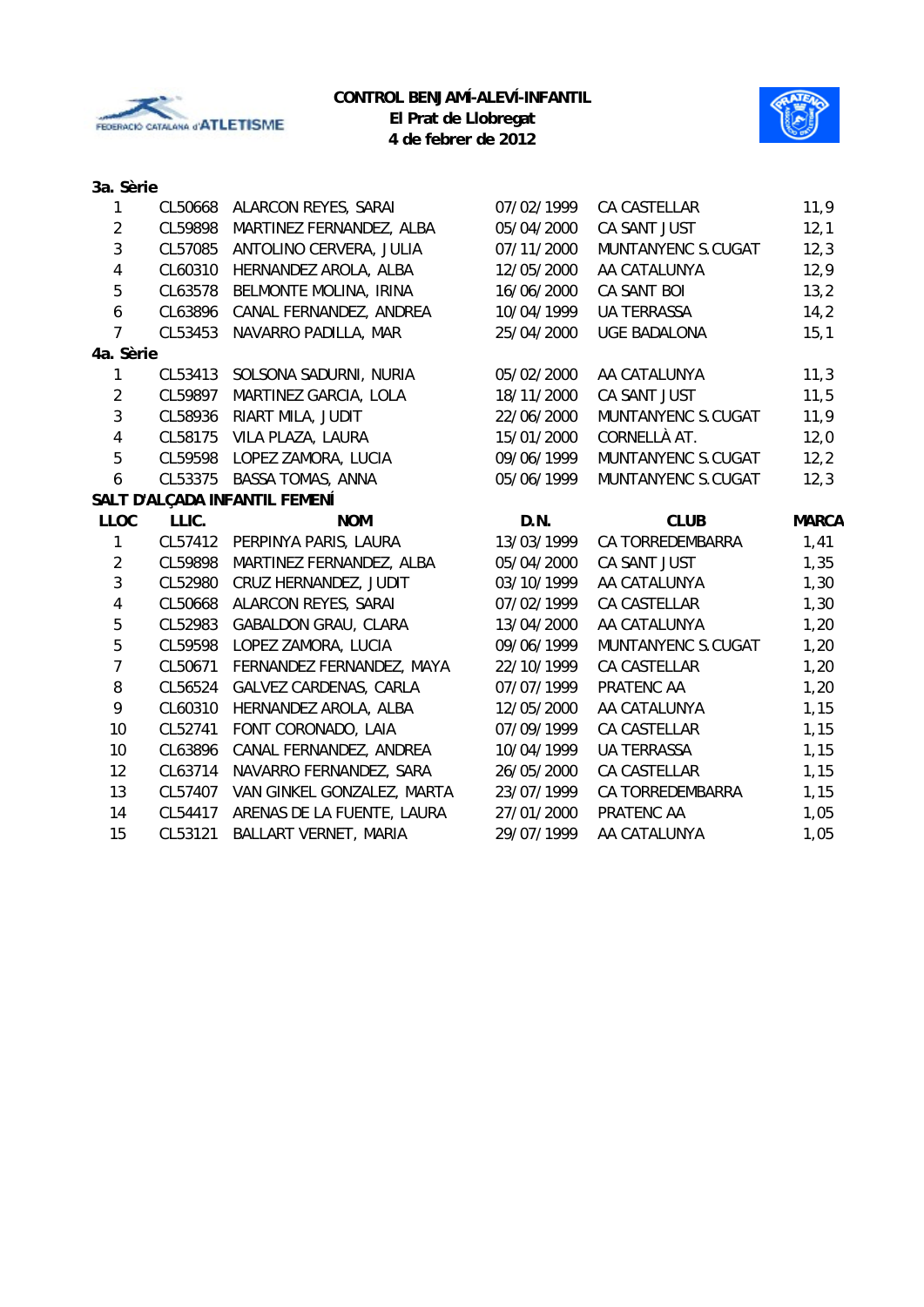**CONTROL BENJAMÍ-ALEVÍ-INFANTIL**
**El Prat de Llobregat**
**4 de febrer de 2012**

**3a. Sèrie**

| | | | | | |
|---|---|---|---|---|---|
| 1 | CL50668 | ALARCON REYES, SARAI | 07/02/1999 | CA CASTELLAR | 11,9 |
| 2 | CL59898 | MARTINEZ FERNANDEZ, ALBA | 05/04/2000 | CA SANT JUST | 12,1 |
| 3 | CL57085 | ANTOLINO CERVERA, JULIA | 07/11/2000 | MUNTANYENC S.CUGAT | 12,3 |
| 4 | CL60310 | HERNANDEZ AROLA, ALBA | 12/05/2000 | AA CATALUNYA | 12,9 |
| 5 | CL63578 | BELMONTE MOLINA, IRINA | 16/06/2000 | CA SANT BOI | 13,2 |
| 6 | CL63896 | CANAL FERNANDEZ, ANDREA | 10/04/1999 | UA TERRASSA | 14,2 |
| 7 | CL53453 | NAVARRO PADILLA, MAR | 25/04/2000 | UGE BADALONA | 15,1 |

**4a. Sèrie**

| | | | | | |
|---|---|---|---|---|---|
| 1 | CL53413 | SOLSONA SADURNI, NURIA | 05/02/2000 | AA CATALUNYA | 11,3 |
| 2 | CL59897 | MARTINEZ GARCIA, LOLA | 18/11/2000 | CA SANT JUST | 11,5 |
| 3 | CL58936 | RIART MILA, JUDIT | 22/06/2000 | MUNTANYENC S.CUGAT | 11,9 |
| 4 | CL58175 | VILA PLAZA, LAURA | 15/01/2000 | CORNELLÀ AT. | 12,0 |
| 5 | CL59598 | LOPEZ ZAMORA, LUCIA | 09/06/1999 | MUNTANYENC S.CUGAT | 12,2 |
| 6 | CL53375 | BASSA TOMAS, ANNA | 05/06/1999 | MUNTANYENC S.CUGAT | 12,3 |

**SALT D'ALÇADA INFANTIL FEMENÍ**

| LLOC | LLIC. | NOM | D.N. | CLUB | MARCA |
|---|---|---|---|---|---|
| 1 | CL57412 | PERPINYA PARIS, LAURA | 13/03/1999 | CA TORREDEMBARRA | 1,41 |
| 2 | CL59898 | MARTINEZ FERNANDEZ, ALBA | 05/04/2000 | CA SANT JUST | 1,35 |
| 3 | CL52980 | CRUZ HERNANDEZ, JUDIT | 03/10/1999 | AA CATALUNYA | 1,30 |
| 4 | CL50668 | ALARCON REYES, SARAI | 07/02/1999 | CA CASTELLAR | 1,30 |
| 5 | CL52983 | GABALDON GRAU, CLARA | 13/04/2000 | AA CATALUNYA | 1,20 |
| 5 | CL59598 | LOPEZ ZAMORA, LUCIA | 09/06/1999 | MUNTANYENC S.CUGAT | 1,20 |
| 7 | CL50671 | FERNANDEZ FERNANDEZ, MAYA | 22/10/1999 | CA CASTELLAR | 1,20 |
| 8 | CL56524 | GALVEZ CARDENAS, CARLA | 07/07/1999 | PRATENC AA | 1,20 |
| 9 | CL60310 | HERNANDEZ AROLA, ALBA | 12/05/2000 | AA CATALUNYA | 1,15 |
| 10 | CL52741 | FONT CORONADO, LAIA | 07/09/1999 | CA CASTELLAR | 1,15 |
| 10 | CL63896 | CANAL FERNANDEZ, ANDREA | 10/04/1999 | UA TERRASSA | 1,15 |
| 12 | CL63714 | NAVARRO FERNANDEZ, SARA | 26/05/2000 | CA CASTELLAR | 1,15 |
| 13 | CL57407 | VAN GINKEL GONZALEZ, MARTA | 23/07/1999 | CA TORREDEMBARRA | 1,15 |
| 14 | CL54417 | ARENAS DE LA FUENTE, LAURA | 27/01/2000 | PRATENC AA | 1,05 |
| 15 | CL53121 | BALLART VERNET, MARIA | 29/07/1999 | AA CATALUNYA | 1,05 |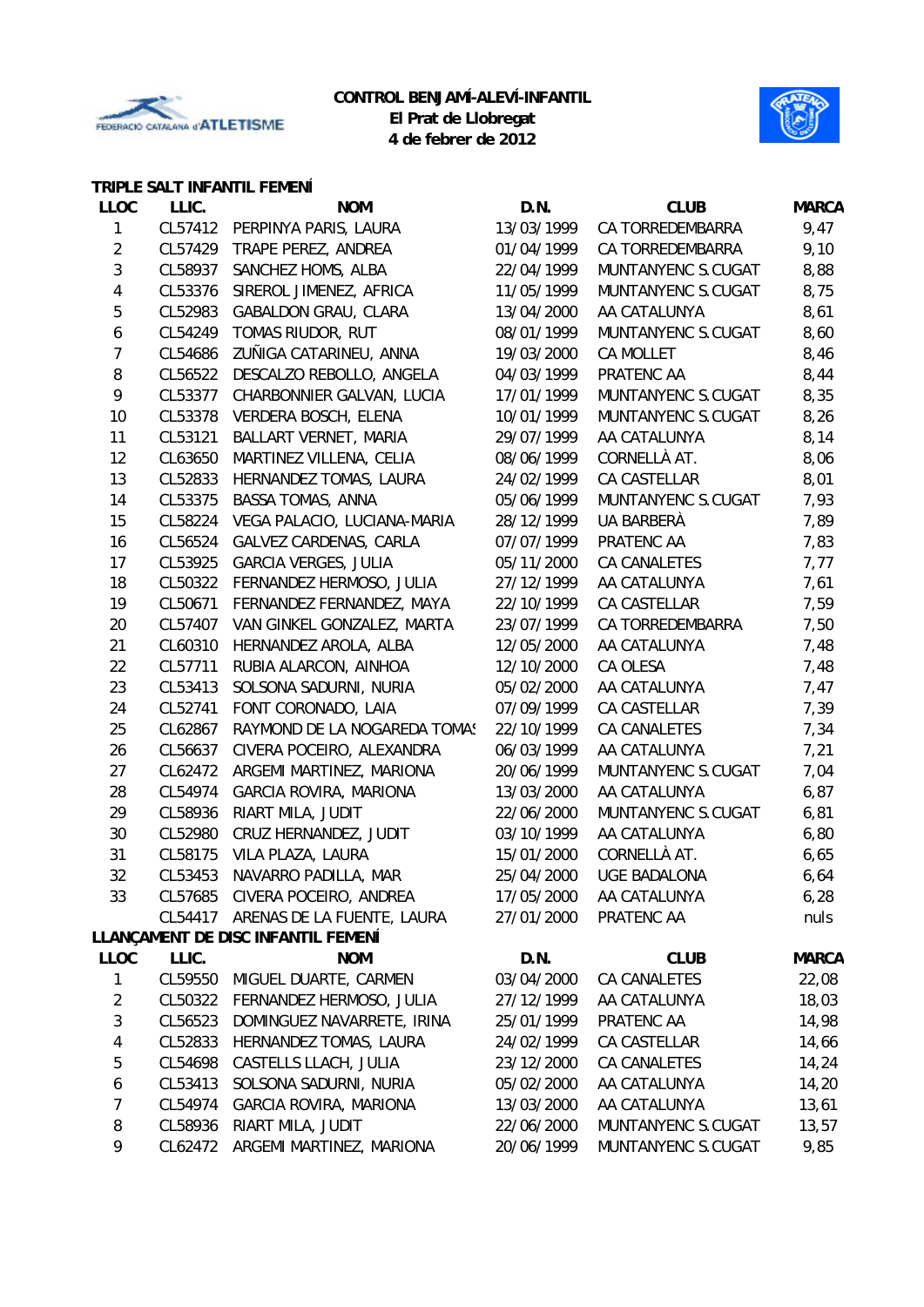**CONTROL BENJAMÍ-ALEVÍ-INFANTIL**
**El Prat de Llobregat**
**4 de febrer de 2012**

## TRIPLE SALT INFANTIL FEMENÍ

| LLOC | LLIC. | NOM | D.N. | CLUB | MARCA |
|---|---|---|---|---|---|
| 1 | CL57412 | PERPINYA PARIS, LAURA | 13/03/1999 | CA TORREDEMBARRA | 9,47 |
| 2 | CL57429 | TRAPE PEREZ, ANDREA | 01/04/1999 | CA TORREDEMBARRA | 9,10 |
| 3 | CL58937 | SANCHEZ HOMS, ALBA | 22/04/1999 | MUNTANYENC S.CUGAT | 8,88 |
| 4 | CL53376 | SIREROL JIMENEZ, AFRICA | 11/05/1999 | MUNTANYENC S.CUGAT | 8,75 |
| 5 | CL52983 | GABALDON GRAU, CLARA | 13/04/2000 | AA CATALUNYA | 8,61 |
| 6 | CL54249 | TOMAS RIUDOR, RUT | 08/01/1999 | MUNTANYENC S.CUGAT | 8,60 |
| 7 | CL54686 | ZUÑIGA CATARINEU, ANNA | 19/03/2000 | CA MOLLET | 8,46 |
| 8 | CL56522 | DESCALZO REBOLLO, ANGELA | 04/03/1999 | PRATENC AA | 8,44 |
| 9 | CL53377 | CHARBONNIER GALVAN, LUCIA | 17/01/1999 | MUNTANYENC S.CUGAT | 8,35 |
| 10 | CL53378 | VERDERA BOSCH, ELENA | 10/01/1999 | MUNTANYENC S.CUGAT | 8,26 |
| 11 | CL53121 | BALLART VERNET, MARIA | 29/07/1999 | AA CATALUNYA | 8,14 |
| 12 | CL63650 | MARTINEZ VILLENA, CELIA | 08/06/1999 | CORNELLÀ AT. | 8,06 |
| 13 | CL52833 | HERNANDEZ TOMAS, LAURA | 24/02/1999 | CA CASTELLAR | 8,01 |
| 14 | CL53375 | BASSA TOMAS, ANNA | 05/06/1999 | MUNTANYENC S.CUGAT | 7,93 |
| 15 | CL58224 | VEGA PALACIO, LUCIANA-MARIA | 28/12/1999 | UA BARBERÀ | 7,89 |
| 16 | CL56524 | GALVEZ CARDENAS, CARLA | 07/07/1999 | PRATENC AA | 7,83 |
| 17 | CL53925 | GARCIA VERGES, JULIA | 05/11/2000 | CA CANALETES | 7,77 |
| 18 | CL50322 | FERNANDEZ HERMOSO, JULIA | 27/12/1999 | AA CATALUNYA | 7,61 |
| 19 | CL50671 | FERNANDEZ FERNANDEZ, MAYA | 22/10/1999 | CA CASTELLAR | 7,59 |
| 20 | CL57407 | VAN GINKEL GONZALEZ, MARTA | 23/07/1999 | CA TORREDEMBARRA | 7,50 |
| 21 | CL60310 | HERNANDEZ AROLA, ALBA | 12/05/2000 | AA CATALUNYA | 7,48 |
| 22 | CL57711 | RUBIA ALARCON, AINHOA | 12/10/2000 | CA OLESA | 7,48 |
| 23 | CL53413 | SOLSONA SADURNI, NURIA | 05/02/2000 | AA CATALUNYA | 7,47 |
| 24 | CL52741 | FONT CORONADO, LAIA | 07/09/1999 | CA CASTELLAR | 7,39 |
| 25 | CL62867 | RAYMOND DE LA NOGAREDA TOMAS | 22/10/1999 | CA CANALETES | 7,34 |
| 26 | CL56637 | CIVERA POCEIRO, ALEXANDRA | 06/03/1999 | AA CATALUNYA | 7,21 |
| 27 | CL62472 | ARGEMI MARTINEZ, MARIONA | 20/06/1999 | MUNTANYENC S.CUGAT | 7,04 |
| 28 | CL54974 | GARCIA ROVIRA, MARIONA | 13/03/2000 | AA CATALUNYA | 6,87 |
| 29 | CL58936 | RIART MILA, JUDIT | 22/06/2000 | MUNTANYENC S.CUGAT | 6,81 |
| 30 | CL52980 | CRUZ HERNANDEZ, JUDIT | 03/10/1999 | AA CATALUNYA | 6,80 |
| 31 | CL58175 | VILA PLAZA, LAURA | 15/01/2000 | CORNELLÀ AT. | 6,65 |
| 32 | CL53453 | NAVARRO PADILLA, MAR | 25/04/2000 | UGE BADALONA | 6,64 |
| 33 | CL57685 | CIVERA POCEIRO, ANDREA | 17/05/2000 | AA CATALUNYA | 6,28 |
| | CL54417 | ARENAS DE LA FUENTE, LAURA | 27/01/2000 | PRATENC AA | nuls |

## LLANÇAMENT DE DISC INFANTIL FEMENÍ

| LLOC | LLIC. | NOM | D.N. | CLUB | MARCA |
|---|---|---|---|---|---|
| 1 | CL59550 | MIGUEL DUARTE, CARMEN | 03/04/2000 | CA CANALETES | 22,08 |
| 2 | CL50322 | FERNANDEZ HERMOSO, JULIA | 27/12/1999 | AA CATALUNYA | 18,03 |
| 3 | CL56523 | DOMINGUEZ NAVARRETE, IRINA | 25/01/1999 | PRATENC AA | 14,98 |
| 4 | CL52833 | HERNANDEZ TOMAS, LAURA | 24/02/1999 | CA CASTELLAR | 14,66 |
| 5 | CL54698 | CASTELLS LLACH, JULIA | 23/12/2000 | CA CANALETES | 14,24 |
| 6 | CL53413 | SOLSONA SADURNI, NURIA | 05/02/2000 | AA CATALUNYA | 14,20 |
| 7 | CL54974 | GARCIA ROVIRA, MARIONA | 13/03/2000 | AA CATALUNYA | 13,61 |
| 8 | CL58936 | RIART MILA, JUDIT | 22/06/2000 | MUNTANYENC S.CUGAT | 13,57 |
| 9 | CL62472 | ARGEMI MARTINEZ, MARIONA | 20/06/1999 | MUNTANYENC S.CUGAT | 9,85 |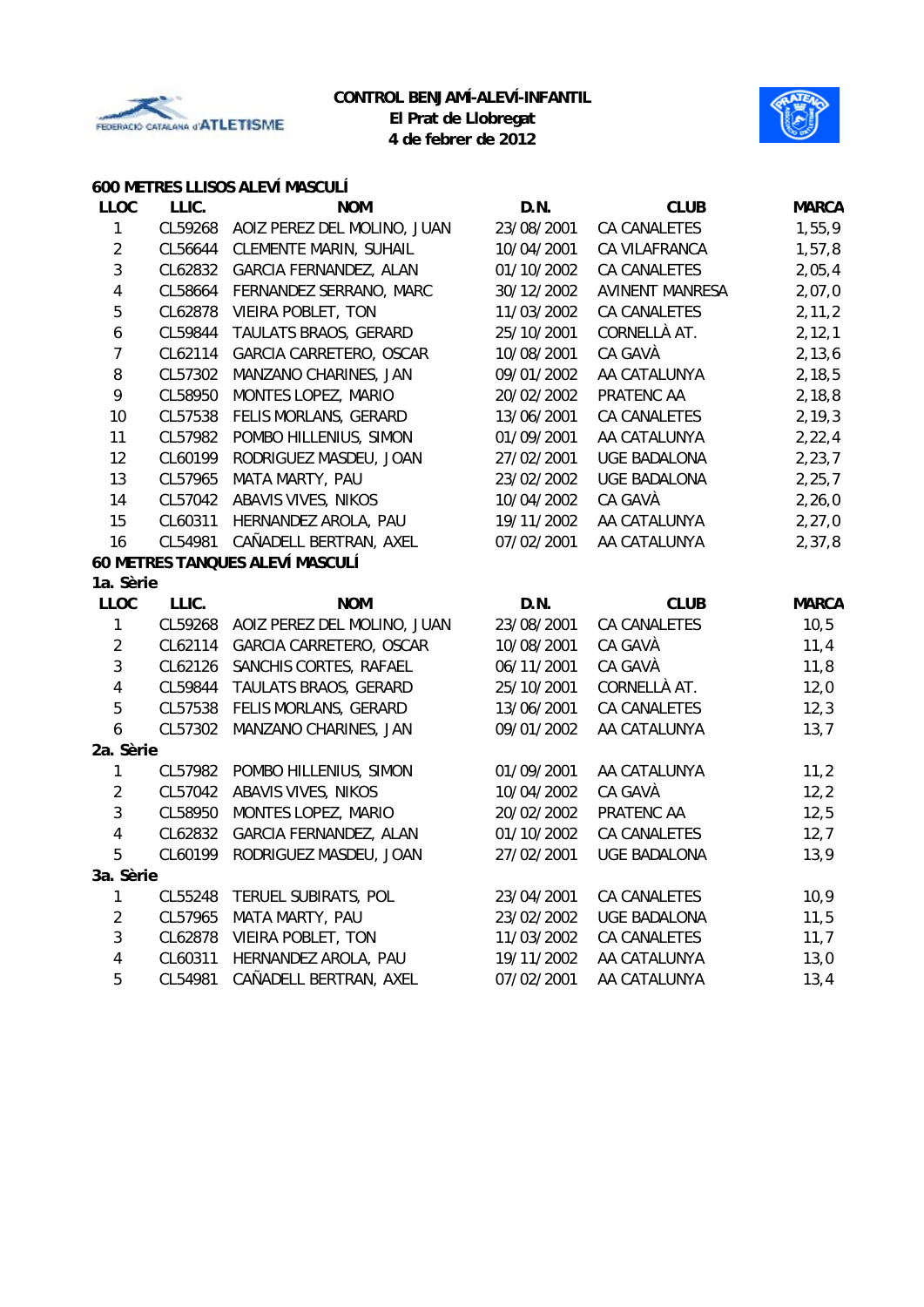**CONTROL BENJAMÍ-ALEVÍ-INFANTIL**
**El Prat de Llobregat**
**4 de febrer de 2012**

### 600 METRES LLISOS ALEVÍ MASCULÍ

| LLOC | LLIC. | NOM | D.N. | CLUB | MARCA |
|---|---|---|---|---|---|
| 1 | CL59268 | AOIZ PEREZ DEL MOLINO, JUAN | 23/08/2001 | CA CANALETES | 1,55,9 |
| 2 | CL56644 | CLEMENTE MARIN, SUHAIL | 10/04/2001 | CA VILAFRANCA | 1,57,8 |
| 3 | CL62832 | GARCIA FERNANDEZ, ALAN | 01/10/2002 | CA CANALETES | 2,05,4 |
| 4 | CL58664 | FERNANDEZ SERRANO, MARC | 30/12/2002 | AVINENT MANRESA | 2,07,0 |
| 5 | CL62878 | VIEIRA POBLET, TON | 11/03/2002 | CA CANALETES | 2,11,2 |
| 6 | CL59844 | TAULATS BRAOS, GERARD | 25/10/2001 | CORNELLÀ AT. | 2,12,1 |
| 7 | CL62114 | GARCIA CARRETERO, OSCAR | 10/08/2001 | CA GAVÀ | 2,13,6 |
| 8 | CL57302 | MANZANO CHARINES, JAN | 09/01/2002 | AA CATALUNYA | 2,18,5 |
| 9 | CL58950 | MONTES LOPEZ, MARIO | 20/02/2002 | PRATENC AA | 2,18,8 |
| 10 | CL57538 | FELIS MORLANS, GERARD | 13/06/2001 | CA CANALETES | 2,19,3 |
| 11 | CL57982 | POMBO HILLENIUS, SIMON | 01/09/2001 | AA CATALUNYA | 2,22,4 |
| 12 | CL60199 | RODRIGUEZ MASDEU, JOAN | 27/02/2001 | UGE BADALONA | 2,23,7 |
| 13 | CL57965 | MATA MARTY, PAU | 23/02/2002 | UGE BADALONA | 2,25,7 |
| 14 | CL57042 | ABAVIS VIVES, NIKOS | 10/04/2002 | CA GAVÀ | 2,26,0 |
| 15 | CL60311 | HERNANDEZ AROLA, PAU | 19/11/2002 | AA CATALUNYA | 2,27,0 |
| 16 | CL54981 | CAÑADELL BERTRAN, AXEL | 07/02/2001 | AA CATALUNYA | 2,37,8 |

### 60 METRES TANQUES ALEVÍ MASCULÍ

**1a. Sèrie**

| LLOC | LLIC. | NOM | D.N. | CLUB | MARCA |
|---|---|---|---|---|---|
| 1 | CL59268 | AOIZ PEREZ DEL MOLINO, JUAN | 23/08/2001 | CA CANALETES | 10,5 |
| 2 | CL62114 | GARCIA CARRETERO, OSCAR | 10/08/2001 | CA GAVÀ | 11,4 |
| 3 | CL62126 | SANCHIS CORTES, RAFAEL | 06/11/2001 | CA GAVÀ | 11,8 |
| 4 | CL59844 | TAULATS BRAOS, GERARD | 25/10/2001 | CORNELLÀ AT. | 12,0 |
| 5 | CL57538 | FELIS MORLANS, GERARD | 13/06/2001 | CA CANALETES | 12,3 |
| 6 | CL57302 | MANZANO CHARINES, JAN | 09/01/2002 | AA CATALUNYA | 13,7 |

**2a. Sèrie**

| LLOC | LLIC. | NOM | D.N. | CLUB | MARCA |
|---|---|---|---|---|---|
| 1 | CL57982 | POMBO HILLENIUS, SIMON | 01/09/2001 | AA CATALUNYA | 11,2 |
| 2 | CL57042 | ABAVIS VIVES, NIKOS | 10/04/2002 | CA GAVÀ | 12,2 |
| 3 | CL58950 | MONTES LOPEZ, MARIO | 20/02/2002 | PRATENC AA | 12,5 |
| 4 | CL62832 | GARCIA FERNANDEZ, ALAN | 01/10/2002 | CA CANALETES | 12,7 |
| 5 | CL60199 | RODRIGUEZ MASDEU, JOAN | 27/02/2001 | UGE BADALONA | 13,9 |

**3a. Sèrie**

| LLOC | LLIC. | NOM | D.N. | CLUB | MARCA |
|---|---|---|---|---|---|
| 1 | CL55248 | TERUEL SUBIRATS, POL | 23/04/2001 | CA CANALETES | 10,9 |
| 2 | CL57965 | MATA MARTY, PAU | 23/02/2002 | UGE BADALONA | 11,5 |
| 3 | CL62878 | VIEIRA POBLET, TON | 11/03/2002 | CA CANALETES | 11,7 |
| 4 | CL60311 | HERNANDEZ AROLA, PAU | 19/11/2002 | AA CATALUNYA | 13,0 |
| 5 | CL54981 | CAÑADELL BERTRAN, AXEL | 07/02/2001 | AA CATALUNYA | 13,4 |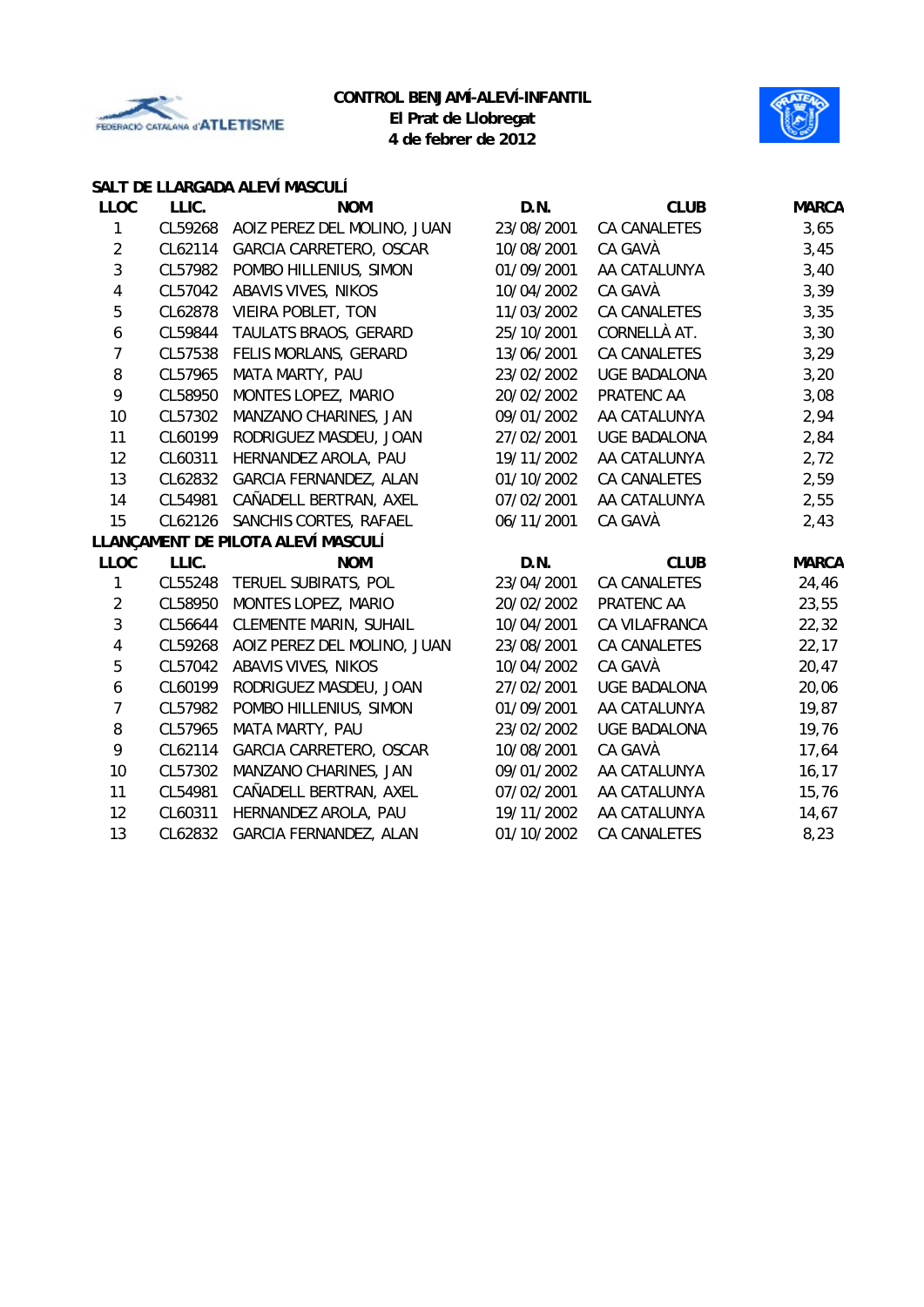**CONTROL BENJAMÍ-ALEVÍ-INFANTIL**
**El Prat de Llobregat**
**4 de febrer de 2012**

## SALT DE LLARGADA ALEVÍ MASCULÍ

| LLOC | LLIC. | NOM | D.N. | CLUB | MARCA |
|---|---|---|---|---|---|
| 1 | CL59268 | AOIZ PEREZ DEL MOLINO, JUAN | 23/08/2001 | CA CANALETES | 3,65 |
| 2 | CL62114 | GARCIA CARRETERO, OSCAR | 10/08/2001 | CA GAVÀ | 3,45 |
| 3 | CL57982 | POMBO HILLENIUS, SIMON | 01/09/2001 | AA CATALUNYA | 3,40 |
| 4 | CL57042 | ABAVIS VIVES, NIKOS | 10/04/2002 | CA GAVÀ | 3,39 |
| 5 | CL62878 | VIEIRA POBLET, TON | 11/03/2002 | CA CANALETES | 3,35 |
| 6 | CL59844 | TAULATS BRAOS, GERARD | 25/10/2001 | CORNELLÀ AT. | 3,30 |
| 7 | CL57538 | FELIS MORLANS, GERARD | 13/06/2001 | CA CANALETES | 3,29 |
| 8 | CL57965 | MATA MARTY, PAU | 23/02/2002 | UGE BADALONA | 3,20 |
| 9 | CL58950 | MONTES LOPEZ, MARIO | 20/02/2002 | PRATENC AA | 3,08 |
| 10 | CL57302 | MANZANO CHARINES, JAN | 09/01/2002 | AA CATALUNYA | 2,94 |
| 11 | CL60199 | RODRIGUEZ MASDEU, JOAN | 27/02/2001 | UGE BADALONA | 2,84 |
| 12 | CL60311 | HERNANDEZ AROLA, PAU | 19/11/2002 | AA CATALUNYA | 2,72 |
| 13 | CL62832 | GARCIA FERNANDEZ, ALAN | 01/10/2002 | CA CANALETES | 2,59 |
| 14 | CL54981 | CAÑADELL BERTRAN, AXEL | 07/02/2001 | AA CATALUNYA | 2,55 |
| 15 | CL62126 | SANCHIS CORTES, RAFAEL | 06/11/2001 | CA GAVÀ | 2,43 |

## LLANÇAMENT DE PILOTA ALEVÍ MASCULÍ

| LLOC | LLIC. | NOM | D.N. | CLUB | MARCA |
|---|---|---|---|---|---|
| 1 | CL55248 | TERUEL SUBIRATS, POL | 23/04/2001 | CA CANALETES | 24,46 |
| 2 | CL58950 | MONTES LOPEZ, MARIO | 20/02/2002 | PRATENC AA | 23,55 |
| 3 | CL56644 | CLEMENTE MARIN, SUHAIL | 10/04/2001 | CA VILAFRANCA | 22,32 |
| 4 | CL59268 | AOIZ PEREZ DEL MOLINO, JUAN | 23/08/2001 | CA CANALETES | 22,17 |
| 5 | CL57042 | ABAVIS VIVES, NIKOS | 10/04/2002 | CA GAVÀ | 20,47 |
| 6 | CL60199 | RODRIGUEZ MASDEU, JOAN | 27/02/2001 | UGE BADALONA | 20,06 |
| 7 | CL57982 | POMBO HILLENIUS, SIMON | 01/09/2001 | AA CATALUNYA | 19,87 |
| 8 | CL57965 | MATA MARTY, PAU | 23/02/2002 | UGE BADALONA | 19,76 |
| 9 | CL62114 | GARCIA CARRETERO, OSCAR | 10/08/2001 | CA GAVÀ | 17,64 |
| 10 | CL57302 | MANZANO CHARINES, JAN | 09/01/2002 | AA CATALUNYA | 16,17 |
| 11 | CL54981 | CAÑADELL BERTRAN, AXEL | 07/02/2001 | AA CATALUNYA | 15,76 |
| 12 | CL60311 | HERNANDEZ AROLA, PAU | 19/11/2002 | AA CATALUNYA | 14,67 |
| 13 | CL62832 | GARCIA FERNANDEZ, ALAN | 01/10/2002 | CA CANALETES | 8,23 |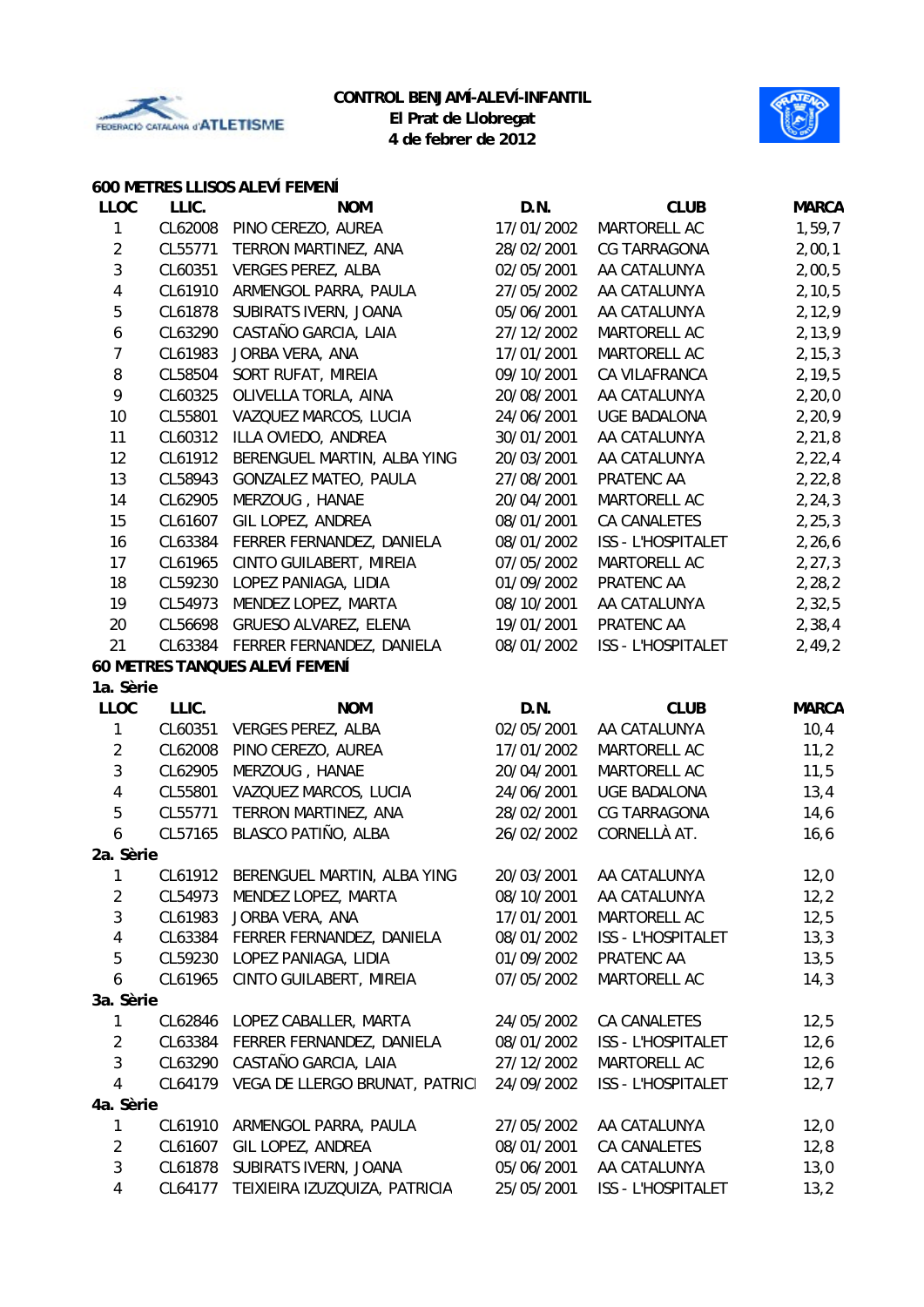**CONTROL BENJAMÍ-ALEVÍ-INFANTIL**
**El Prat de Llobregat**
**4 de febrer de 2012**

## 600 METRES LLISOS ALEVÍ FEMENÍ

| LLOC | LLIC. | NOM | D.N. | CLUB | MARCA |
|---|---|---|---|---|---|
| 1 | CL62008 | PINO CEREZO, AUREA | 17/01/2002 | MARTORELL AC | 1,59,7 |
| 2 | CL55771 | TERRON MARTINEZ, ANA | 28/02/2001 | CG TARRAGONA | 2,00,1 |
| 3 | CL60351 | VERGES PEREZ, ALBA | 02/05/2001 | AA CATALUNYA | 2,00,5 |
| 4 | CL61910 | ARMENGOL PARRA, PAULA | 27/05/2002 | AA CATALUNYA | 2,10,5 |
| 5 | CL61878 | SUBIRATS IVERN, JOANA | 05/06/2001 | AA CATALUNYA | 2,12,9 |
| 6 | CL63290 | CASTAÑO GARCIA, LAIA | 27/12/2002 | MARTORELL AC | 2,13,9 |
| 7 | CL61983 | JORBA VERA, ANA | 17/01/2001 | MARTORELL AC | 2,15,3 |
| 8 | CL58504 | SORT RUFAT, MIREIA | 09/10/2001 | CA VILAFRANCA | 2,19,5 |
| 9 | CL60325 | OLIVELLA TORLA, AINA | 20/08/2001 | AA CATALUNYA | 2,20,0 |
| 10 | CL55801 | VAZQUEZ MARCOS, LUCIA | 24/06/2001 | UGE BADALONA | 2,20,9 |
| 11 | CL60312 | ILLA OVIEDO, ANDREA | 30/01/2001 | AA CATALUNYA | 2,21,8 |
| 12 | CL61912 | BERENGUEL MARTIN, ALBA YING | 20/03/2001 | AA CATALUNYA | 2,22,4 |
| 13 | CL58943 | GONZALEZ MATEO, PAULA | 27/08/2001 | PRATENC AA | 2,22,8 |
| 14 | CL62905 | MERZOUG , HANAE | 20/04/2001 | MARTORELL AC | 2,24,3 |
| 15 | CL61607 | GIL LOPEZ, ANDREA | 08/01/2001 | CA CANALETES | 2,25,3 |
| 16 | CL63384 | FERRER FERNANDEZ, DANIELA | 08/01/2002 | ISS - L'HOSPITALET | 2,26,6 |
| 17 | CL61965 | CINTO GUILABERT, MIREIA | 07/05/2002 | MARTORELL AC | 2,27,3 |
| 18 | CL59230 | LOPEZ PANIAGA, LIDIA | 01/09/2002 | PRATENC AA | 2,28,2 |
| 19 | CL54973 | MENDEZ LOPEZ, MARTA | 08/10/2001 | AA CATALUNYA | 2,32,5 |
| 20 | CL56698 | GRUESO ALVAREZ, ELENA | 19/01/2001 | PRATENC AA | 2,38,4 |
| 21 | CL63384 | FERRER FERNANDEZ, DANIELA | 08/01/2002 | ISS - L'HOSPITALET | 2,49,2 |

## 60 METRES TANQUES ALEVÍ FEMENÍ

**1a. Sèrie**

| LLOC | LLIC. | NOM | D.N. | CLUB | MARCA |
|---|---|---|---|---|---|
| 1 | CL60351 | VERGES PEREZ, ALBA | 02/05/2001 | AA CATALUNYA | 10,4 |
| 2 | CL62008 | PINO CEREZO, AUREA | 17/01/2002 | MARTORELL AC | 11,2 |
| 3 | CL62905 | MERZOUG , HANAE | 20/04/2001 | MARTORELL AC | 11,5 |
| 4 | CL55801 | VAZQUEZ MARCOS, LUCIA | 24/06/2001 | UGE BADALONA | 13,4 |
| 5 | CL55771 | TERRON MARTINEZ, ANA | 28/02/2001 | CG TARRAGONA | 14,6 |
| 6 | CL57165 | BLASCO PATIÑO, ALBA | 26/02/2002 | CORNELLÀ AT. | 16,6 |

**2a. Sèrie**

| LLOC | LLIC. | NOM | D.N. | CLUB | MARCA |
|---|---|---|---|---|---|
| 1 | CL61912 | BERENGUEL MARTIN, ALBA YING | 20/03/2001 | AA CATALUNYA | 12,0 |
| 2 | CL54973 | MENDEZ LOPEZ, MARTA | 08/10/2001 | AA CATALUNYA | 12,2 |
| 3 | CL61983 | JORBA VERA, ANA | 17/01/2001 | MARTORELL AC | 12,5 |
| 4 | CL63384 | FERRER FERNANDEZ, DANIELA | 08/01/2002 | ISS - L'HOSPITALET | 13,3 |
| 5 | CL59230 | LOPEZ PANIAGA, LIDIA | 01/09/2002 | PRATENC AA | 13,5 |
| 6 | CL61965 | CINTO GUILABERT, MIREIA | 07/05/2002 | MARTORELL AC | 14,3 |

**3a. Sèrie**

| LLOC | LLIC. | NOM | D.N. | CLUB | MARCA |
|---|---|---|---|---|---|
| 1 | CL62846 | LOPEZ CABALLER, MARTA | 24/05/2002 | CA CANALETES | 12,5 |
| 2 | CL63384 | FERRER FERNANDEZ, DANIELA | 08/01/2002 | ISS - L'HOSPITALET | 12,6 |
| 3 | CL63290 | CASTAÑO GARCIA, LAIA | 27/12/2002 | MARTORELL AC | 12,6 |
| 4 | CL64179 | VEGA DE LLERGO BRUNAT, PATRICI | 24/09/2002 | ISS - L'HOSPITALET | 12,7 |

**4a. Sèrie**

| LLOC | LLIC. | NOM | D.N. | CLUB | MARCA |
|---|---|---|---|---|---|
| 1 | CL61910 | ARMENGOL PARRA, PAULA | 27/05/2002 | AA CATALUNYA | 12,0 |
| 2 | CL61607 | GIL LOPEZ, ANDREA | 08/01/2001 | CA CANALETES | 12,8 |
| 3 | CL61878 | SUBIRATS IVERN, JOANA | 05/06/2001 | AA CATALUNYA | 13,0 |
| 4 | CL64177 | TEIXIEIRA IZUZQUIZA, PATRICIA | 25/05/2001 | ISS - L'HOSPITALET | 13,2 |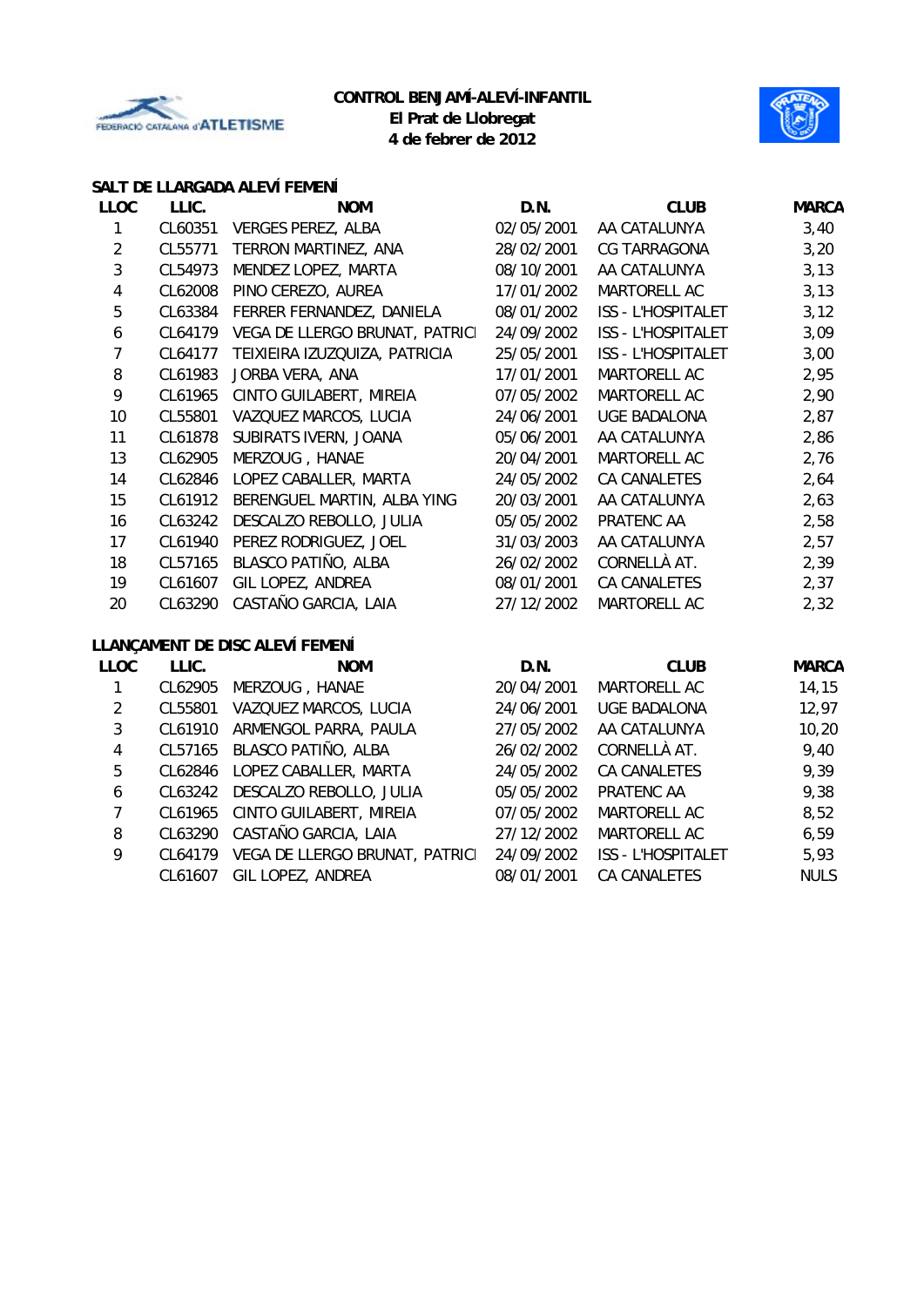**CONTROL BENJAMÍ-ALEVÍ-INFANTIL**
**El Prat de Llobregat**
**4 de febrer de 2012**

## SALT DE LLARGADA ALEVÍ FEMENÍ

| LLOC | LLIC. | NOM | D.N. | CLUB | MARCA |
|---|---|---|---|---|---|
| 1 | CL60351 | VERGES PEREZ, ALBA | 02/05/2001 | AA CATALUNYA | 3,40 |
| 2 | CL55771 | TERRON MARTINEZ, ANA | 28/02/2001 | CG TARRAGONA | 3,20 |
| 3 | CL54973 | MENDEZ LOPEZ, MARTA | 08/10/2001 | AA CATALUNYA | 3,13 |
| 4 | CL62008 | PINO CEREZO, AUREA | 17/01/2002 | MARTORELL AC | 3,13 |
| 5 | CL63384 | FERRER FERNANDEZ, DANIELA | 08/01/2002 | ISS - L'HOSPITALET | 3,12 |
| 6 | CL64179 | VEGA DE LLERGO BRUNAT, PATRICI | 24/09/2002 | ISS - L'HOSPITALET | 3,09 |
| 7 | CL64177 | TEIXIEIRA IZUZQUIZA, PATRICIA | 25/05/2001 | ISS - L'HOSPITALET | 3,00 |
| 8 | CL61983 | JORBA VERA, ANA | 17/01/2001 | MARTORELL AC | 2,95 |
| 9 | CL61965 | CINTO GUILABERT, MIREIA | 07/05/2002 | MARTORELL AC | 2,90 |
| 10 | CL55801 | VAZQUEZ MARCOS, LUCIA | 24/06/2001 | UGE BADALONA | 2,87 |
| 11 | CL61878 | SUBIRATS IVERN, JOANA | 05/06/2001 | AA CATALUNYA | 2,86 |
| 13 | CL62905 | MERZOUG , HANAE | 20/04/2001 | MARTORELL AC | 2,76 |
| 14 | CL62846 | LOPEZ CABALLER, MARTA | 24/05/2002 | CA CANALETES | 2,64 |
| 15 | CL61912 | BERENGUEL MARTIN, ALBA YING | 20/03/2001 | AA CATALUNYA | 2,63 |
| 16 | CL63242 | DESCALZO REBOLLO, JULIA | 05/05/2002 | PRATENC AA | 2,58 |
| 17 | CL61940 | PEREZ RODRIGUEZ, JOEL | 31/03/2003 | AA CATALUNYA | 2,57 |
| 18 | CL57165 | BLASCO PATIÑO, ALBA | 26/02/2002 | CORNELLÀ AT. | 2,39 |
| 19 | CL61607 | GIL LOPEZ, ANDREA | 08/01/2001 | CA CANALETES | 2,37 |
| 20 | CL63290 | CASTAÑO GARCIA, LAIA | 27/12/2002 | MARTORELL AC | 2,32 |

## LLANÇAMENT DE DISC ALEVÍ FEMENÍ

| LLOC | LLIC. | NOM | D.N. | CLUB | MARCA |
|---|---|---|---|---|---|
| 1 | CL62905 | MERZOUG , HANAE | 20/04/2001 | MARTORELL AC | 14,15 |
| 2 | CL55801 | VAZQUEZ MARCOS, LUCIA | 24/06/2001 | UGE BADALONA | 12,97 |
| 3 | CL61910 | ARMENGOL PARRA, PAULA | 27/05/2002 | AA CATALUNYA | 10,20 |
| 4 | CL57165 | BLASCO PATIÑO, ALBA | 26/02/2002 | CORNELLÀ AT. | 9,40 |
| 5 | CL62846 | LOPEZ CABALLER, MARTA | 24/05/2002 | CA CANALETES | 9,39 |
| 6 | CL63242 | DESCALZO REBOLLO, JULIA | 05/05/2002 | PRATENC AA | 9,38 |
| 7 | CL61965 | CINTO GUILABERT, MIREIA | 07/05/2002 | MARTORELL AC | 8,52 |
| 8 | CL63290 | CASTAÑO GARCIA, LAIA | 27/12/2002 | MARTORELL AC | 6,59 |
| 9 | CL64179 | VEGA DE LLERGO BRUNAT, PATRICI | 24/09/2002 | ISS - L'HOSPITALET | 5,93 |
|  | CL61607 | GIL LOPEZ, ANDREA | 08/01/2001 | CA CANALETES | NULS |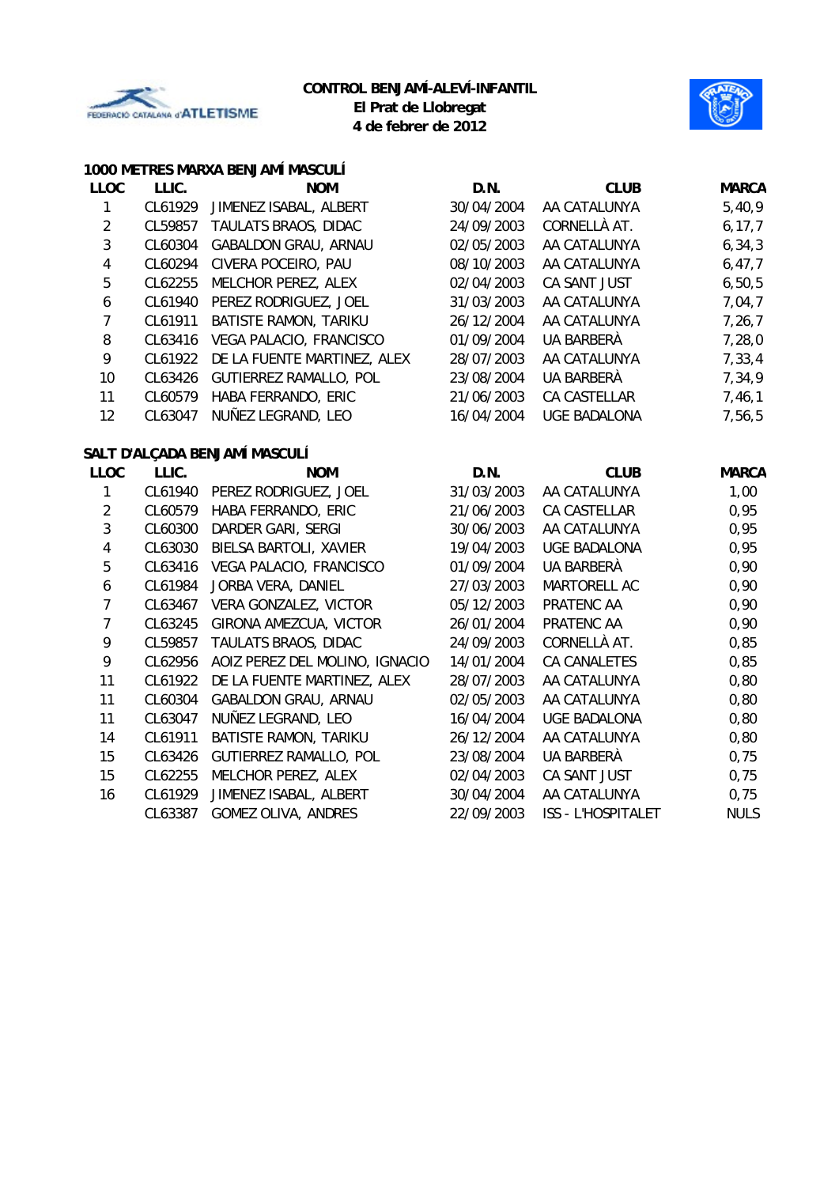**CONTROL BENJAMÍ-ALEVÍ-INFANTIL**
**El Prat de Llobregat**
**4 de febrer de 2012**

## 1000 METRES MARXA BENJAMÍ MASCULÍ

| LLOC | LLIC. | NOM | D.N. | CLUB | MARCA |
|---|---|---|---|---|---|
| 1 | CL61929 | JIMENEZ ISABAL, ALBERT | 30/04/2004 | AA CATALUNYA | 5,40,9 |
| 2 | CL59857 | TAULATS BRAOS, DIDAC | 24/09/2003 | CORNELLÀ AT. | 6,17,7 |
| 3 | CL60304 | GABALDON GRAU, ARNAU | 02/05/2003 | AA CATALUNYA | 6,34,3 |
| 4 | CL60294 | CIVERA POCEIRO, PAU | 08/10/2003 | AA CATALUNYA | 6,47,7 |
| 5 | CL62255 | MELCHOR PEREZ, ALEX | 02/04/2003 | CA SANT JUST | 6,50,5 |
| 6 | CL61940 | PEREZ RODRIGUEZ, JOEL | 31/03/2003 | AA CATALUNYA | 7,04,7 |
| 7 | CL61911 | BATISTE RAMON, TARIKU | 26/12/2004 | AA CATALUNYA | 7,26,7 |
| 8 | CL63416 | VEGA PALACIO, FRANCISCO | 01/09/2004 | UA BARBERÀ | 7,28,0 |
| 9 | CL61922 | DE LA FUENTE MARTINEZ, ALEX | 28/07/2003 | AA CATALUNYA | 7,33,4 |
| 10 | CL63426 | GUTIERREZ RAMALLO, POL | 23/08/2004 | UA BARBERÀ | 7,34,9 |
| 11 | CL60579 | HABA FERRANDO, ERIC | 21/06/2003 | CA CASTELLAR | 7,46,1 |
| 12 | CL63047 | NUÑEZ LEGRAND, LEO | 16/04/2004 | UGE BADALONA | 7,56,5 |

## SALT D'ALÇADA BENJAMÍ MASCULÍ

| LLOC | LLIC. | NOM | D.N. | CLUB | MARCA |
|---|---|---|---|---|---|
| 1 | CL61940 | PEREZ RODRIGUEZ, JOEL | 31/03/2003 | AA CATALUNYA | 1,00 |
| 2 | CL60579 | HABA FERRANDO, ERIC | 21/06/2003 | CA CASTELLAR | 0,95 |
| 3 | CL60300 | DARDER GARI, SERGI | 30/06/2003 | AA CATALUNYA | 0,95 |
| 4 | CL63030 | BIELSA BARTOLI, XAVIER | 19/04/2003 | UGE BADALONA | 0,95 |
| 5 | CL63416 | VEGA PALACIO, FRANCISCO | 01/09/2004 | UA BARBERÀ | 0,90 |
| 6 | CL61984 | JORBA VERA, DANIEL | 27/03/2003 | MARTORELL AC | 0,90 |
| 7 | CL63467 | VERA GONZALEZ, VICTOR | 05/12/2003 | PRATENC AA | 0,90 |
| 7 | CL63245 | GIRONA AMEZCUA, VICTOR | 26/01/2004 | PRATENC AA | 0,90 |
| 9 | CL59857 | TAULATS BRAOS, DIDAC | 24/09/2003 | CORNELLÀ AT. | 0,85 |
| 9 | CL62956 | AOIZ PEREZ DEL MOLINO, IGNACIO | 14/01/2004 | CA CANALETES | 0,85 |
| 11 | CL61922 | DE LA FUENTE MARTINEZ, ALEX | 28/07/2003 | AA CATALUNYA | 0,80 |
| 11 | CL60304 | GABALDON GRAU, ARNAU | 02/05/2003 | AA CATALUNYA | 0,80 |
| 11 | CL63047 | NUÑEZ LEGRAND, LEO | 16/04/2004 | UGE BADALONA | 0,80 |
| 14 | CL61911 | BATISTE RAMON, TARIKU | 26/12/2004 | AA CATALUNYA | 0,80 |
| 15 | CL63426 | GUTIERREZ RAMALLO, POL | 23/08/2004 | UA BARBERÀ | 0,75 |
| 15 | CL62255 | MELCHOR PEREZ, ALEX | 02/04/2003 | CA SANT JUST | 0,75 |
| 16 | CL61929 | JIMENEZ ISABAL, ALBERT | 30/04/2004 | AA CATALUNYA | 0,75 |
| | CL63387 | GOMEZ OLIVA, ANDRES | 22/09/2003 | ISS - L'HOSPITALET | NULS |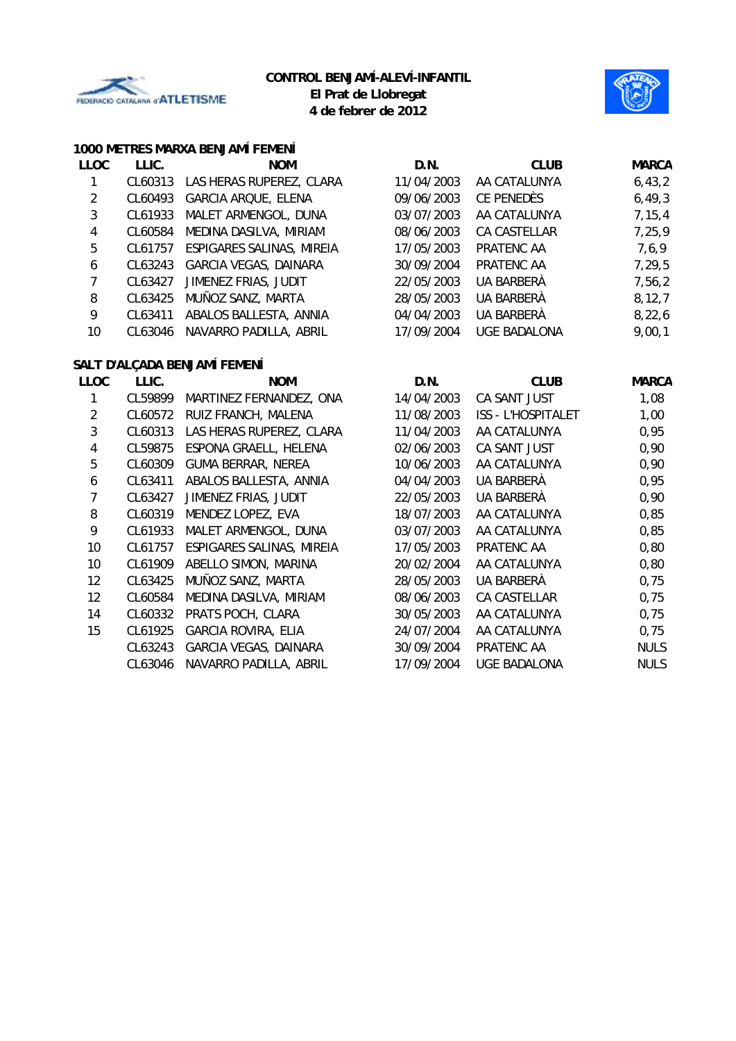**CONTROL BENJAMÍ-ALEVÍ-INFANTIL**
**El Prat de Llobregat**
**4 de febrer de 2012**

### 1000 METRES MARXA BENJAMÍ FEMENÍ

| LLOC | LLIC. | NOM | D.N. | CLUB | MARCA |
|---|---|---|---|---|---|
| 1 | CL60313 | LAS HERAS RUPEREZ, CLARA | 11/04/2003 | AA CATALUNYA | 6,43,2 |
| 2 | CL60493 | GARCIA ARQUE, ELENA | 09/06/2003 | CE PENEDÈS | 6,49,3 |
| 3 | CL61933 | MALET ARMENGOL, DUNA | 03/07/2003 | AA CATALUNYA | 7,15,4 |
| 4 | CL60584 | MEDINA DASILVA, MIRIAM | 08/06/2003 | CA CASTELLAR | 7,25,9 |
| 5 | CL61757 | ESPIGARES SALINAS, MIREIA | 17/05/2003 | PRATENC AA | 7,6,9 |
| 6 | CL63243 | GARCIA VEGAS, DAINARA | 30/09/2004 | PRATENC AA | 7,29,5 |
| 7 | CL63427 | JIMENEZ FRIAS, JUDIT | 22/05/2003 | UA BARBERÀ | 7,56,2 |
| 8 | CL63425 | MUÑOZ SANZ, MARTA | 28/05/2003 | UA BARBERÀ | 8,12,7 |
| 9 | CL63411 | ABALOS BALLESTA, ANNIA | 04/04/2003 | UA BARBERÀ | 8,22,6 |
| 10 | CL63046 | NAVARRO PADILLA, ABRIL | 17/09/2004 | UGE BADALONA | 9,00,1 |

### SALT D'ALÇADA BENJAMÍ FEMENÍ

| LLOC | LLIC. | NOM | D.N. | CLUB | MARCA |
|---|---|---|---|---|---|
| 1 | CL59899 | MARTINEZ FERNANDEZ, ONA | 14/04/2003 | CA SANT JUST | 1,08 |
| 2 | CL60572 | RUIZ FRANCH, MALENA | 11/08/2003 | ISS - L'HOSPITALET | 1,00 |
| 3 | CL60313 | LAS HERAS RUPEREZ, CLARA | 11/04/2003 | AA CATALUNYA | 0,95 |
| 4 | CL59875 | ESPONA GRAELL, HELENA | 02/06/2003 | CA SANT JUST | 0,90 |
| 5 | CL60309 | GUMA BERRAR, NEREA | 10/06/2003 | AA CATALUNYA | 0,90 |
| 6 | CL63411 | ABALOS BALLESTA, ANNIA | 04/04/2003 | UA BARBERÀ | 0,95 |
| 7 | CL63427 | JIMENEZ FRIAS, JUDIT | 22/05/2003 | UA BARBERÀ | 0,90 |
| 8 | CL60319 | MENDEZ LOPEZ, EVA | 18/07/2003 | AA CATALUNYA | 0,85 |
| 9 | CL61933 | MALET ARMENGOL, DUNA | 03/07/2003 | AA CATALUNYA | 0,85 |
| 10 | CL61757 | ESPIGARES SALINAS, MIREIA | 17/05/2003 | PRATENC AA | 0,80 |
| 10 | CL61909 | ABELLO SIMON, MARINA | 20/02/2004 | AA CATALUNYA | 0,80 |
| 12 | CL63425 | MUÑOZ SANZ, MARTA | 28/05/2003 | UA BARBERÀ | 0,75 |
| 12 | CL60584 | MEDINA DASILVA, MIRIAM | 08/06/2003 | CA CASTELLAR | 0,75 |
| 14 | CL60332 | PRATS POCH, CLARA | 30/05/2003 | AA CATALUNYA | 0,75 |
| 15 | CL61925 | GARCIA ROVIRA, ELIA | 24/07/2004 | AA CATALUNYA | 0,75 |
| | CL63243 | GARCIA VEGAS, DAINARA | 30/09/2004 | PRATENC AA | NULS |
| | CL63046 | NAVARRO PADILLA, ABRIL | 17/09/2004 | UGE BADALONA | NULS |